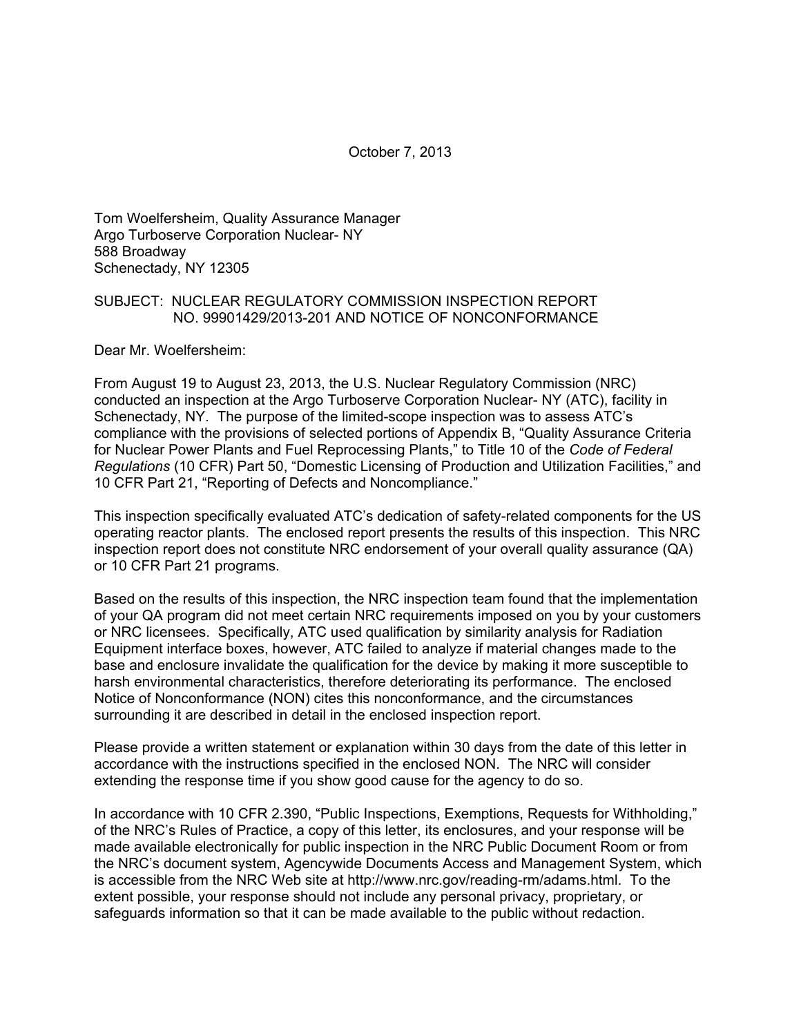October 7, 2013

Tom Woelfersheim, Quality Assurance Manager
Argo Turboserve Corporation Nuclear- NY
588 Broadway
Schenectady, NY 12305

SUBJECT: NUCLEAR REGULATORY COMMISSION INSPECTION REPORT NO. 99901429/2013-201 AND NOTICE OF NONCONFORMANCE

Dear Mr. Woelfersheim:

From August 19 to August 23, 2013, the U.S. Nuclear Regulatory Commission (NRC) conducted an inspection at the Argo Turboserve Corporation Nuclear- NY (ATC), facility in Schenectady, NY. The purpose of the limited-scope inspection was to assess ATC's compliance with the provisions of selected portions of Appendix B, "Quality Assurance Criteria for Nuclear Power Plants and Fuel Reprocessing Plants," to Title 10 of the *Code of Federal Regulations* (10 CFR) Part 50, "Domestic Licensing of Production and Utilization Facilities," and 10 CFR Part 21, "Reporting of Defects and Noncompliance."

This inspection specifically evaluated ATC's dedication of safety-related components for the US operating reactor plants. The enclosed report presents the results of this inspection. This NRC inspection report does not constitute NRC endorsement of your overall quality assurance (QA) or 10 CFR Part 21 programs.

Based on the results of this inspection, the NRC inspection team found that the implementation of your QA program did not meet certain NRC requirements imposed on you by your customers or NRC licensees. Specifically, ATC used qualification by similarity analysis for Radiation Equipment interface boxes, however, ATC failed to analyze if material changes made to the base and enclosure invalidate the qualification for the device by making it more susceptible to harsh environmental characteristics, therefore deteriorating its performance. The enclosed Notice of Nonconformance (NON) cites this nonconformance, and the circumstances surrounding it are described in detail in the enclosed inspection report.

Please provide a written statement or explanation within 30 days from the date of this letter in accordance with the instructions specified in the enclosed NON. The NRC will consider extending the response time if you show good cause for the agency to do so.

In accordance with 10 CFR 2.390, "Public Inspections, Exemptions, Requests for Withholding," of the NRC's Rules of Practice, a copy of this letter, its enclosures, and your response will be made available electronically for public inspection in the NRC Public Document Room or from the NRC's document system, Agencywide Documents Access and Management System, which is accessible from the NRC Web site at http://www.nrc.gov/reading-rm/adams.html. To the extent possible, your response should not include any personal privacy, proprietary, or safeguards information so that it can be made available to the public without redaction.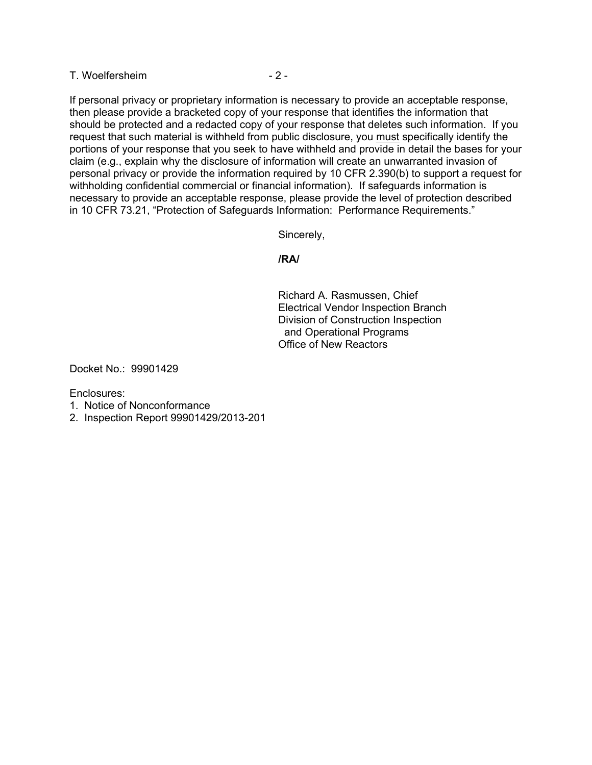If personal privacy or proprietary information is necessary to provide an acceptable response, then please provide a bracketed copy of your response that identifies the information that should be protected and a redacted copy of your response that deletes such information. If you request that such material is withheld from public disclosure, you must specifically identify the portions of your response that you seek to have withheld and provide in detail the bases for your claim (e.g., explain why the disclosure of information will create an unwarranted invasion of personal privacy or provide the information required by 10 CFR 2.390(b) to support a request for withholding confidential commercial or financial information). If safeguards information is necessary to provide an acceptable response, please provide the level of protection described in 10 CFR 73.21, "Protection of Safeguards Information: Performance Requirements."

Sincerely,

**/RA/**

Richard A. Rasmussen, Chief
Electrical Vendor Inspection Branch
Division of Construction Inspection
and Operational Programs
Office of New Reactors

Docket No.: 99901429

Enclosures:
1. Notice of Nonconformance
2. Inspection Report 99901429/2013-201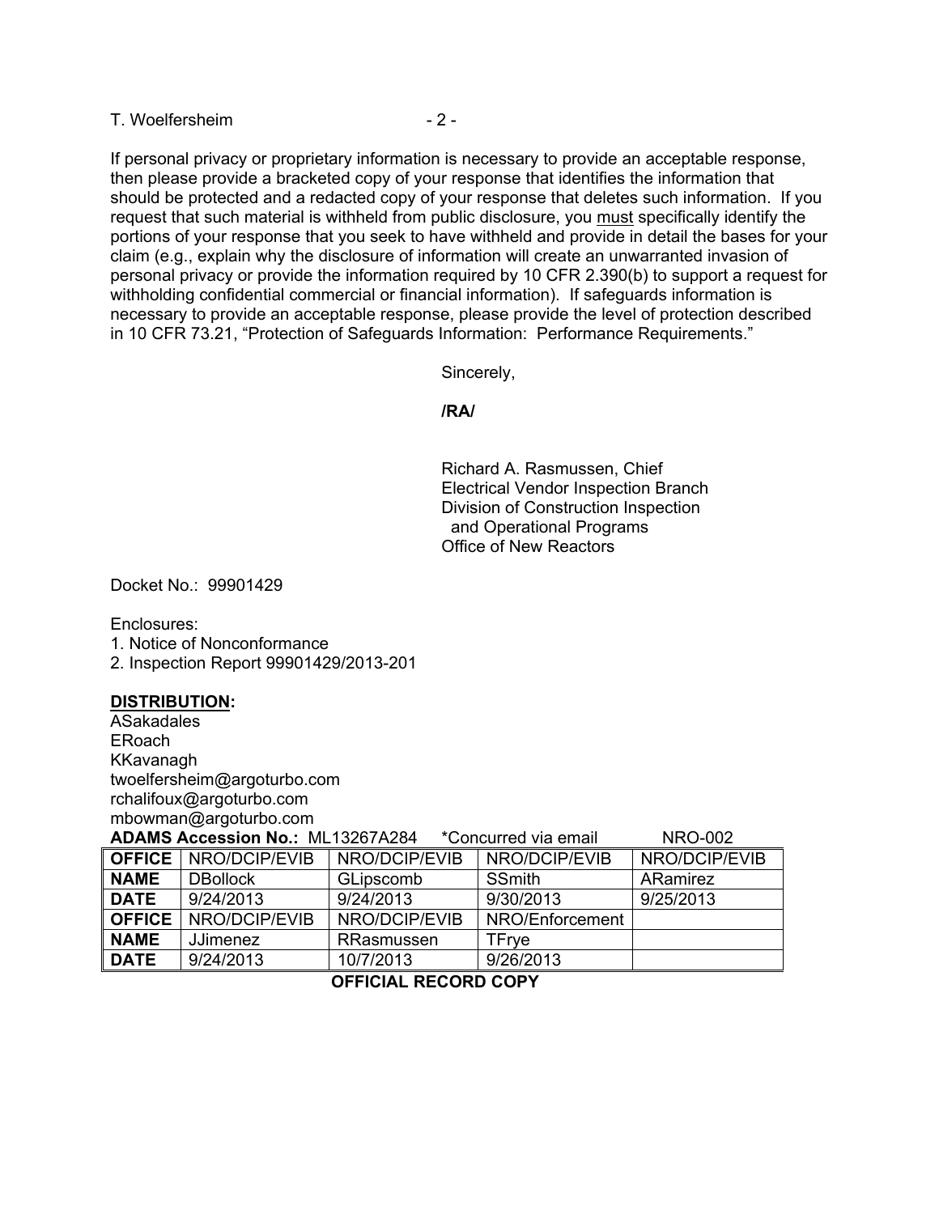If personal privacy or proprietary information is necessary to provide an acceptable response, then please provide a bracketed copy of your response that identifies the information that should be protected and a redacted copy of your response that deletes such information. If you request that such material is withheld from public disclosure, you must specifically identify the portions of your response that you seek to have withheld and provide in detail the bases for your claim (e.g., explain why the disclosure of information will create an unwarranted invasion of personal privacy or provide the information required by 10 CFR 2.390(b) to support a request for withholding confidential commercial or financial information). If safeguards information is necessary to provide an acceptable response, please provide the level of protection described in 10 CFR 73.21, "Protection of Safeguards Information: Performance Requirements."

Sincerely,

**/RA/**

Richard A. Rasmussen, Chief
Electrical Vendor Inspection Branch
Division of Construction Inspection
and Operational Programs
Office of New Reactors

Docket No.: 99901429

Enclosures:
1. Notice of Nonconformance
2. Inspection Report 99901429/2013-201

**DISTRIBUTION:**
ASakadales
ERoach
KKavanagh
twoelfersheim@argoturbo.com
rchalifoux@argoturbo.com
mbowman@argoturbo.com

**ADAMS Accession No.:** ML13267A284 *Concurred via email NRO-002

| **OFFICE** | NRO/DCIP/EVIB | NRO/DCIP/EVIB | NRO/DCIP/EVIB | NRO/DCIP/EVIB |
|---|---|---|---|---|
| **NAME** | DBollock | GLipscomb | SSmith | ARamirez |
| **DATE** | 9/24/2013 | 9/24/2013 | 9/30/2013 | 9/25/2013 |
| **OFFICE** | NRO/DCIP/EVIB | NRO/DCIP/EVIB | NRO/Enforcement | |
| **NAME** | JJimenez | RRasmussen | TFrye | |
| **DATE** | 9/24/2013 | 10/7/2013 | 9/26/2013 | |

**OFFICIAL RECORD COPY**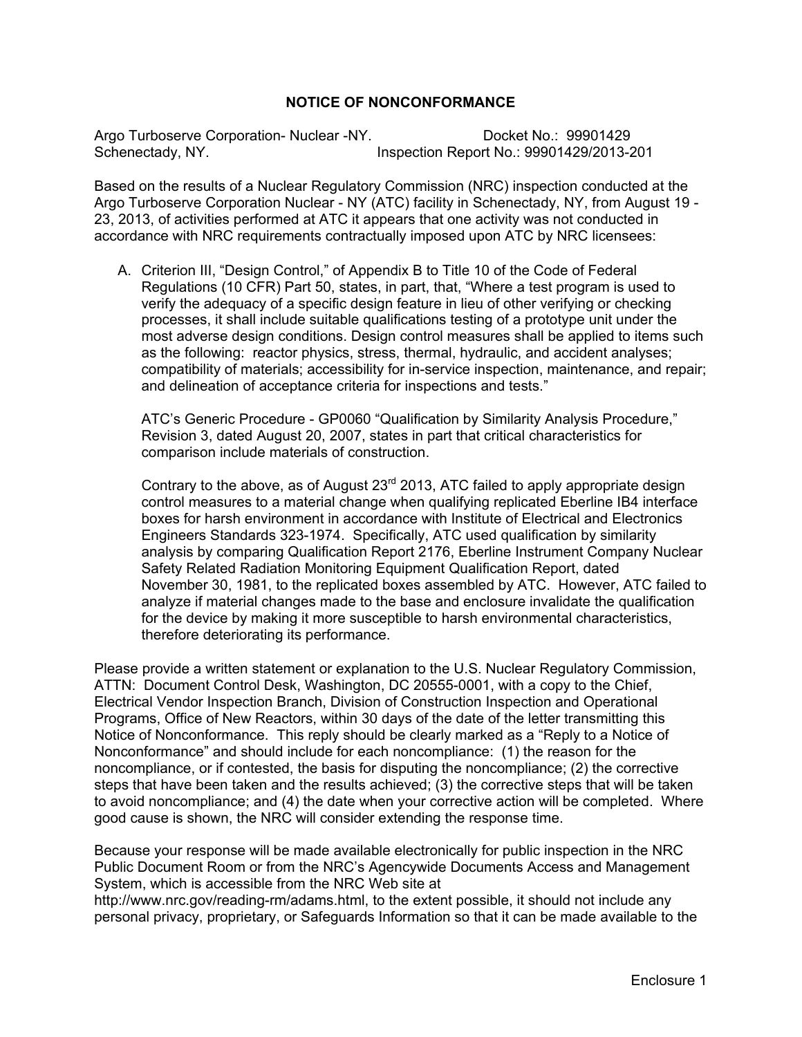# NOTICE OF NONCONFORMANCE

Argo Turboserve Corporation- Nuclear -NY. Docket No.: 99901429
Schenectady, NY. Inspection Report No.: 99901429/2013-201

Based on the results of a Nuclear Regulatory Commission (NRC) inspection conducted at the Argo Turboserve Corporation Nuclear - NY (ATC) facility in Schenectady, NY, from August 19 - 23, 2013, of activities performed at ATC it appears that one activity was not conducted in accordance with NRC requirements contractually imposed upon ATC by NRC licensees:

A. Criterion III, "Design Control," of Appendix B to Title 10 of the Code of Federal Regulations (10 CFR) Part 50, states, in part, that, "Where a test program is used to verify the adequacy of a specific design feature in lieu of other verifying or checking processes, it shall include suitable qualifications testing of a prototype unit under the most adverse design conditions. Design control measures shall be applied to items such as the following: reactor physics, stress, thermal, hydraulic, and accident analyses; compatibility of materials; accessibility for in-service inspection, maintenance, and repair; and delineation of acceptance criteria for inspections and tests."

   ATC's Generic Procedure - GP0060 "Qualification by Similarity Analysis Procedure," Revision 3, dated August 20, 2007, states in part that critical characteristics for comparison include materials of construction.

   Contrary to the above, as of August 23rd 2013, ATC failed to apply appropriate design control measures to a material change when qualifying replicated Eberline IB4 interface boxes for harsh environment in accordance with Institute of Electrical and Electronics Engineers Standards 323-1974. Specifically, ATC used qualification by similarity analysis by comparing Qualification Report 2176, Eberline Instrument Company Nuclear Safety Related Radiation Monitoring Equipment Qualification Report, dated November 30, 1981, to the replicated boxes assembled by ATC. However, ATC failed to analyze if material changes made to the base and enclosure invalidate the qualification for the device by making it more susceptible to harsh environmental characteristics, therefore deteriorating its performance.

Please provide a written statement or explanation to the U.S. Nuclear Regulatory Commission, ATTN: Document Control Desk, Washington, DC 20555-0001, with a copy to the Chief, Electrical Vendor Inspection Branch, Division of Construction Inspection and Operational Programs, Office of New Reactors, within 30 days of the date of the letter transmitting this Notice of Nonconformance. This reply should be clearly marked as a "Reply to a Notice of Nonconformance" and should include for each noncompliance: (1) the reason for the noncompliance, or if contested, the basis for disputing the noncompliance; (2) the corrective steps that have been taken and the results achieved; (3) the corrective steps that will be taken to avoid noncompliance; and (4) the date when your corrective action will be completed. Where good cause is shown, the NRC will consider extending the response time.

Because your response will be made available electronically for public inspection in the NRC Public Document Room or from the NRC's Agencywide Documents Access and Management System, which is accessible from the NRC Web site at http://www.nrc.gov/reading-rm/adams.html, to the extent possible, it should not include any personal privacy, proprietary, or Safeguards Information so that it can be made available to the

Enclosure 1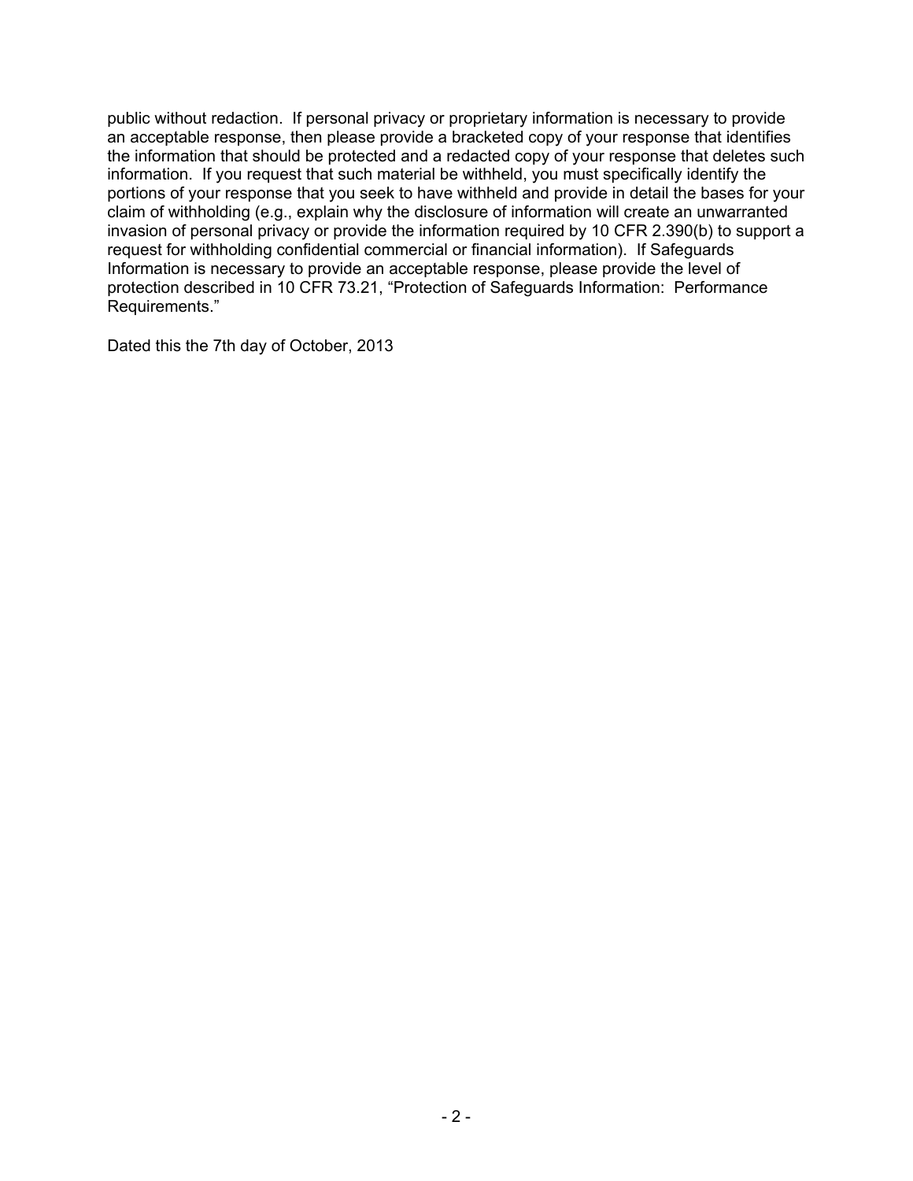public without redaction. If personal privacy or proprietary information is necessary to provide an acceptable response, then please provide a bracketed copy of your response that identifies the information that should be protected and a redacted copy of your response that deletes such information. If you request that such material be withheld, you must specifically identify the portions of your response that you seek to have withheld and provide in detail the bases for your claim of withholding (e.g., explain why the disclosure of information will create an unwarranted invasion of personal privacy or provide the information required by 10 CFR 2.390(b) to support a request for withholding confidential commercial or financial information). If Safeguards Information is necessary to provide an acceptable response, please provide the level of protection described in 10 CFR 73.21, "Protection of Safeguards Information: Performance Requirements."

Dated this the 7th day of October, 2013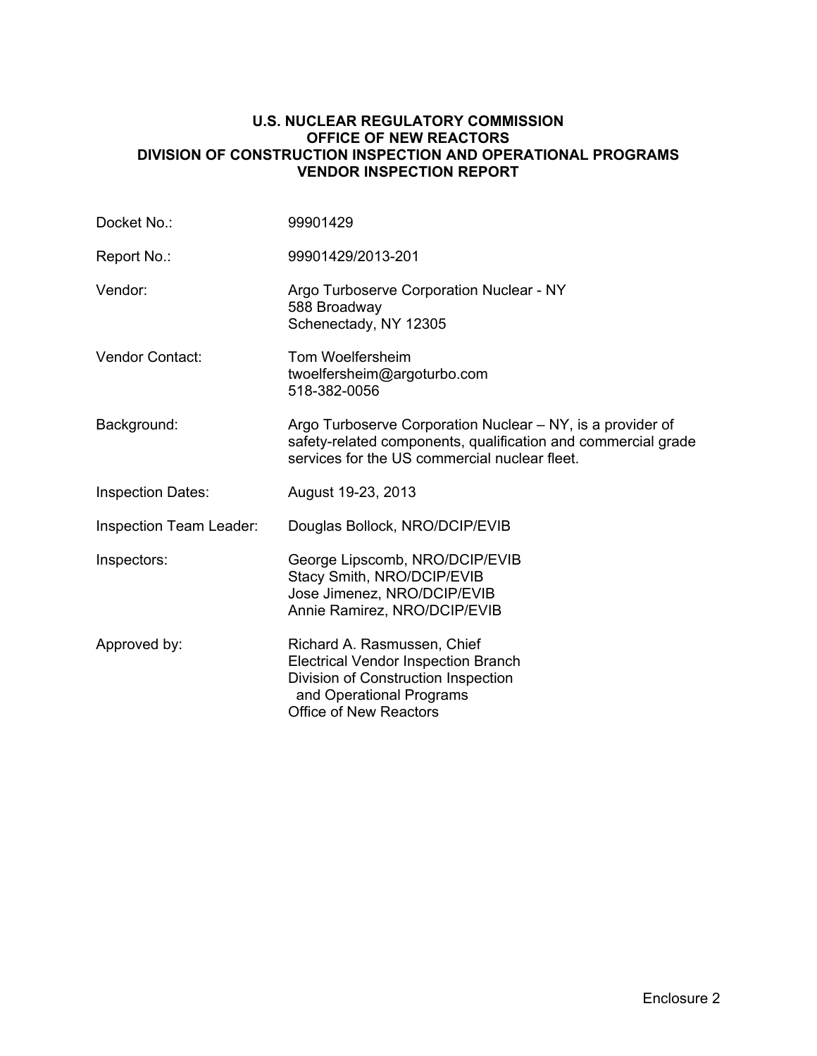**U.S. NUCLEAR REGULATORY COMMISSION**
**OFFICE OF NEW REACTORS**
**DIVISION OF CONSTRUCTION INSPECTION AND OPERATIONAL PROGRAMS**
**VENDOR INSPECTION REPORT**

| | |
|---|---|
| Docket No.: | 99901429 |
| Report No.: | 99901429/2013-201 |
| Vendor: | Argo Turboserve Corporation Nuclear - NY<br>588 Broadway<br>Schenectady, NY 12305 |
| Vendor Contact: | Tom Woelfersheim<br>twoelfersheim@argoturbo.com<br>518-382-0056 |
| Background: | Argo Turboserve Corporation Nuclear – NY, is a provider of safety-related components, qualification and commercial grade services for the US commercial nuclear fleet. |
| Inspection Dates: | August 19-23, 2013 |
| Inspection Team Leader: | Douglas Bollock, NRO/DCIP/EVIB |
| Inspectors: | George Lipscomb, NRO/DCIP/EVIB<br>Stacy Smith, NRO/DCIP/EVIB<br>Jose Jimenez, NRO/DCIP/EVIB<br>Annie Ramirez, NRO/DCIP/EVIB |
| Approved by: | Richard A. Rasmussen, Chief<br>Electrical Vendor Inspection Branch<br>Division of Construction Inspection and Operational Programs<br>Office of New Reactors |

Enclosure 2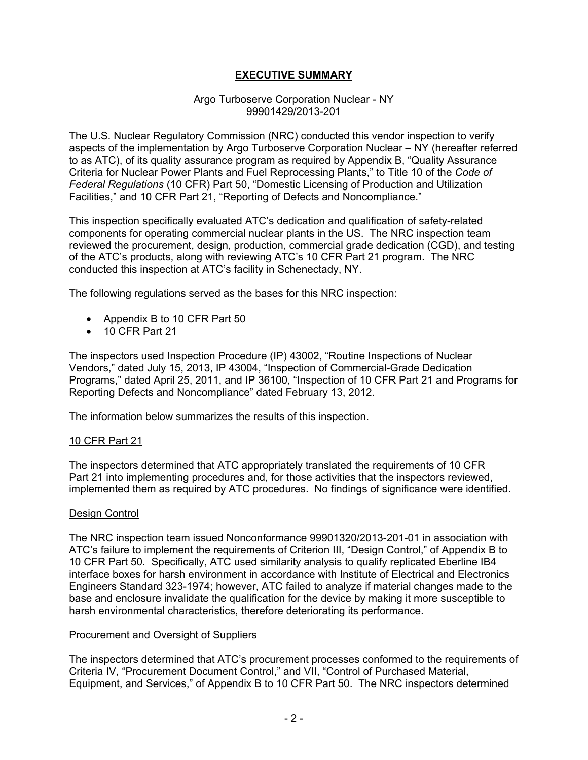# EXECUTIVE SUMMARY

Argo Turboserve Corporation Nuclear - NY
99901429/2013-201

The U.S. Nuclear Regulatory Commission (NRC) conducted this vendor inspection to verify aspects of the implementation by Argo Turboserve Corporation Nuclear – NY (hereafter referred to as ATC), of its quality assurance program as required by Appendix B, "Quality Assurance Criteria for Nuclear Power Plants and Fuel Reprocessing Plants," to Title 10 of the *Code of Federal Regulations* (10 CFR) Part 50, "Domestic Licensing of Production and Utilization Facilities," and 10 CFR Part 21, "Reporting of Defects and Noncompliance."

This inspection specifically evaluated ATC's dedication and qualification of safety-related components for operating commercial nuclear plants in the US. The NRC inspection team reviewed the procurement, design, production, commercial grade dedication (CGD), and testing of the ATC's products, along with reviewing ATC's 10 CFR Part 21 program. The NRC conducted this inspection at ATC's facility in Schenectady, NY.

The following regulations served as the bases for this NRC inspection:

- Appendix B to 10 CFR Part 50
- 10 CFR Part 21

The inspectors used Inspection Procedure (IP) 43002, "Routine Inspections of Nuclear Vendors," dated July 15, 2013, IP 43004, "Inspection of Commercial-Grade Dedication Programs," dated April 25, 2011, and IP 36100, "Inspection of 10 CFR Part 21 and Programs for Reporting Defects and Noncompliance" dated February 13, 2012.

The information below summarizes the results of this inspection.

## 10 CFR Part 21

The inspectors determined that ATC appropriately translated the requirements of 10 CFR Part 21 into implementing procedures and, for those activities that the inspectors reviewed, implemented them as required by ATC procedures. No findings of significance were identified.

## Design Control

The NRC inspection team issued Nonconformance 99901320/2013-201-01 in association with ATC's failure to implement the requirements of Criterion III, "Design Control," of Appendix B to 10 CFR Part 50. Specifically, ATC used similarity analysis to qualify replicated Eberline IB4 interface boxes for harsh environment in accordance with Institute of Electrical and Electronics Engineers Standard 323-1974; however, ATC failed to analyze if material changes made to the base and enclosure invalidate the qualification for the device by making it more susceptible to harsh environmental characteristics, therefore deteriorating its performance.

## Procurement and Oversight of Suppliers

The inspectors determined that ATC's procurement processes conformed to the requirements of Criteria IV, "Procurement Document Control," and VII, "Control of Purchased Material, Equipment, and Services," of Appendix B to 10 CFR Part 50. The NRC inspectors determined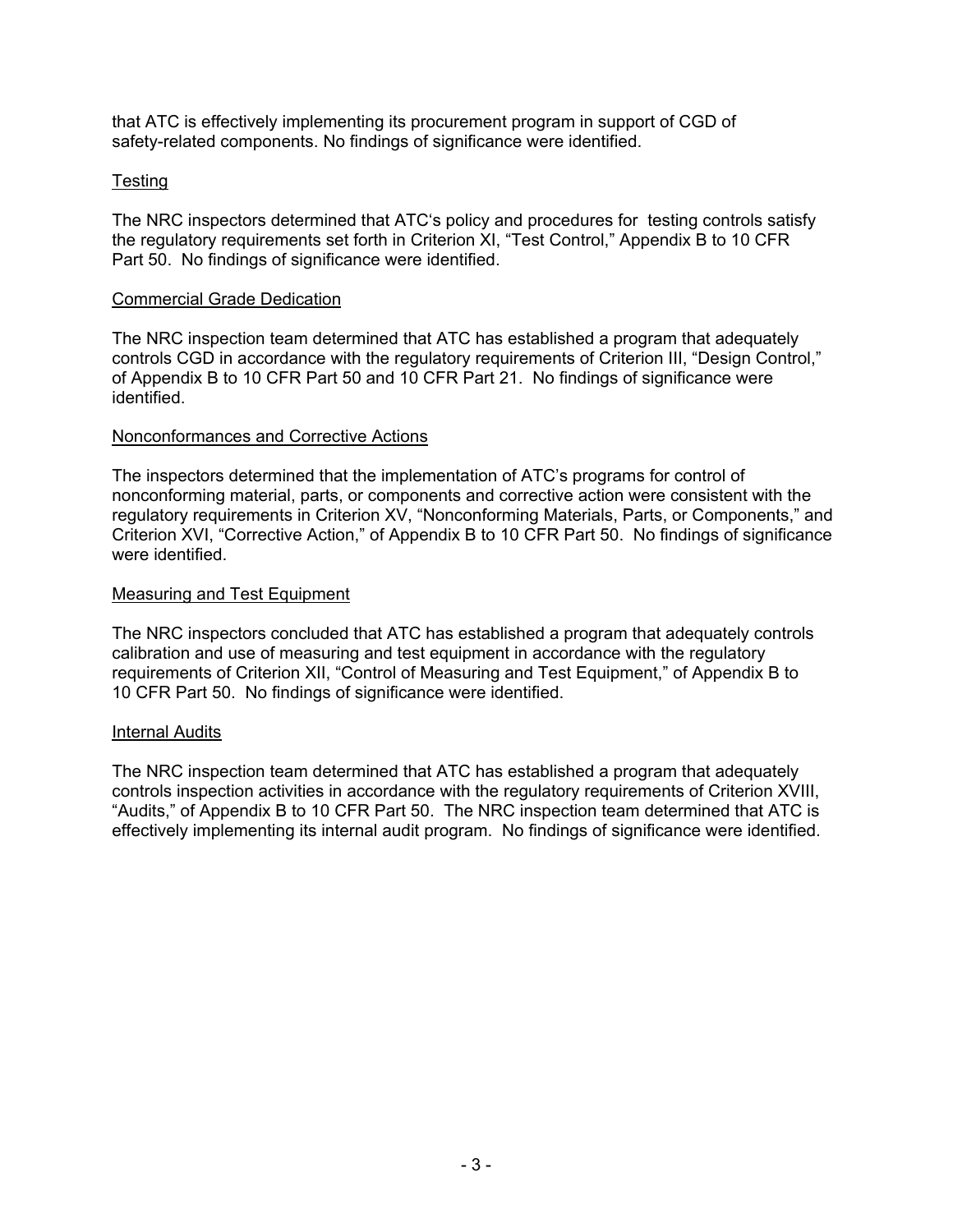that ATC is effectively implementing its procurement program in support of CGD of safety-related components. No findings of significance were identified.

Testing

The NRC inspectors determined that ATC's policy and procedures for testing controls satisfy the regulatory requirements set forth in Criterion XI, "Test Control," Appendix B to 10 CFR Part 50. No findings of significance were identified.

Commercial Grade Dedication

The NRC inspection team determined that ATC has established a program that adequately controls CGD in accordance with the regulatory requirements of Criterion III, "Design Control," of Appendix B to 10 CFR Part 50 and 10 CFR Part 21. No findings of significance were identified.

Nonconformances and Corrective Actions

The inspectors determined that the implementation of ATC's programs for control of nonconforming material, parts, or components and corrective action were consistent with the regulatory requirements in Criterion XV, "Nonconforming Materials, Parts, or Components," and Criterion XVI, "Corrective Action," of Appendix B to 10 CFR Part 50. No findings of significance were identified.

Measuring and Test Equipment

The NRC inspectors concluded that ATC has established a program that adequately controls calibration and use of measuring and test equipment in accordance with the regulatory requirements of Criterion XII, "Control of Measuring and Test Equipment," of Appendix B to 10 CFR Part 50. No findings of significance were identified.

Internal Audits

The NRC inspection team determined that ATC has established a program that adequately controls inspection activities in accordance with the regulatory requirements of Criterion XVIII, "Audits," of Appendix B to 10 CFR Part 50. The NRC inspection team determined that ATC is effectively implementing its internal audit program. No findings of significance were identified.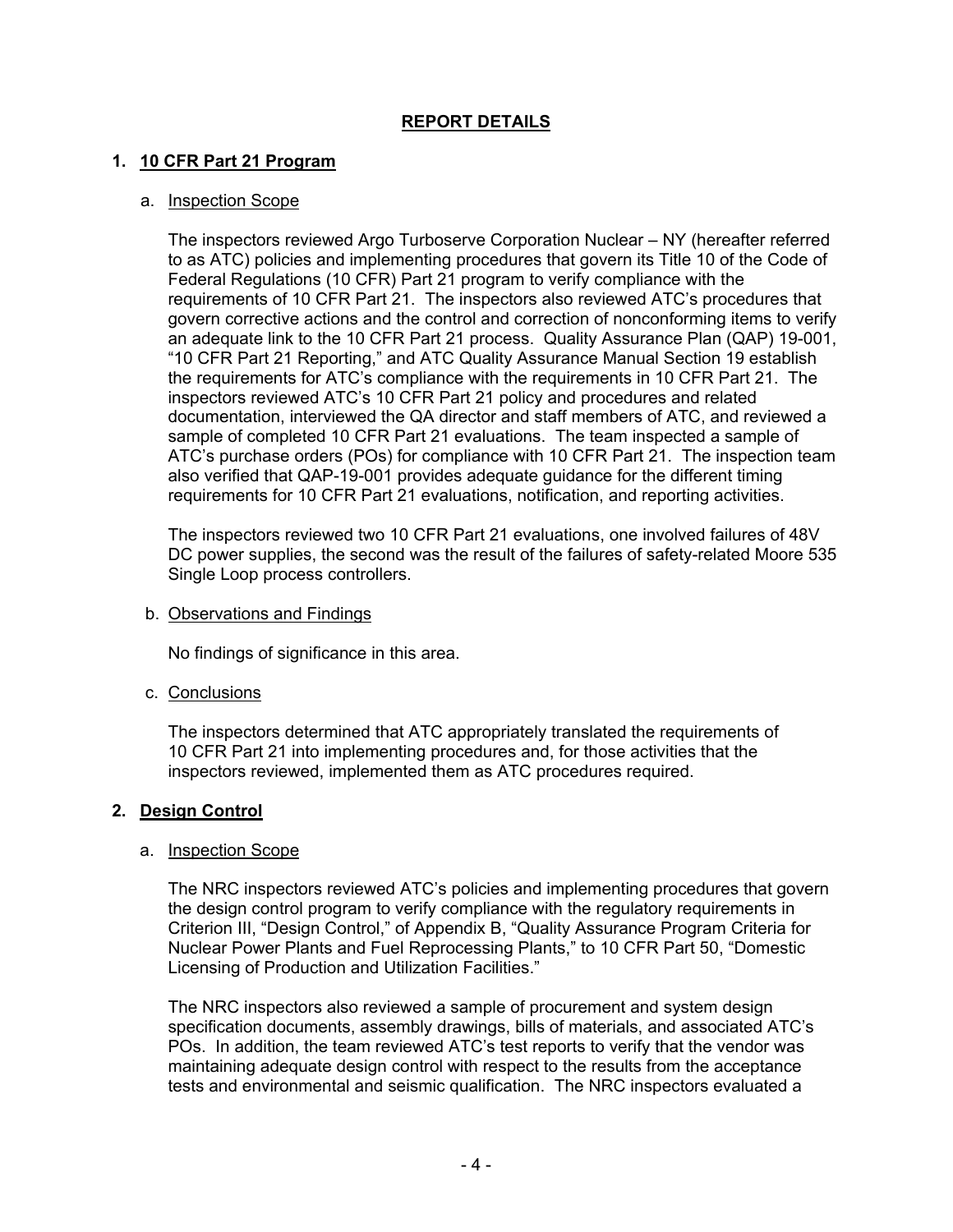## REPORT DETAILS

### 1. 10 CFR Part 21 Program

a. Inspection Scope

The inspectors reviewed Argo Turboserve Corporation Nuclear – NY (hereafter referred to as ATC) policies and implementing procedures that govern its Title 10 of the Code of Federal Regulations (10 CFR) Part 21 program to verify compliance with the requirements of 10 CFR Part 21. The inspectors also reviewed ATC's procedures that govern corrective actions and the control and correction of nonconforming items to verify an adequate link to the 10 CFR Part 21 process. Quality Assurance Plan (QAP) 19-001, "10 CFR Part 21 Reporting," and ATC Quality Assurance Manual Section 19 establish the requirements for ATC's compliance with the requirements in 10 CFR Part 21. The inspectors reviewed ATC's 10 CFR Part 21 policy and procedures and related documentation, interviewed the QA director and staff members of ATC, and reviewed a sample of completed 10 CFR Part 21 evaluations. The team inspected a sample of ATC's purchase orders (POs) for compliance with 10 CFR Part 21. The inspection team also verified that QAP-19-001 provides adequate guidance for the different timing requirements for 10 CFR Part 21 evaluations, notification, and reporting activities.

The inspectors reviewed two 10 CFR Part 21 evaluations, one involved failures of 48V DC power supplies, the second was the result of the failures of safety-related Moore 535 Single Loop process controllers.

b. Observations and Findings

No findings of significance in this area.

c. Conclusions

The inspectors determined that ATC appropriately translated the requirements of 10 CFR Part 21 into implementing procedures and, for those activities that the inspectors reviewed, implemented them as ATC procedures required.

### 2. Design Control

a. Inspection Scope

The NRC inspectors reviewed ATC's policies and implementing procedures that govern the design control program to verify compliance with the regulatory requirements in Criterion III, "Design Control," of Appendix B, "Quality Assurance Program Criteria for Nuclear Power Plants and Fuel Reprocessing Plants," to 10 CFR Part 50, "Domestic Licensing of Production and Utilization Facilities."

The NRC inspectors also reviewed a sample of procurement and system design specification documents, assembly drawings, bills of materials, and associated ATC's POs. In addition, the team reviewed ATC's test reports to verify that the vendor was maintaining adequate design control with respect to the results from the acceptance tests and environmental and seismic qualification. The NRC inspectors evaluated a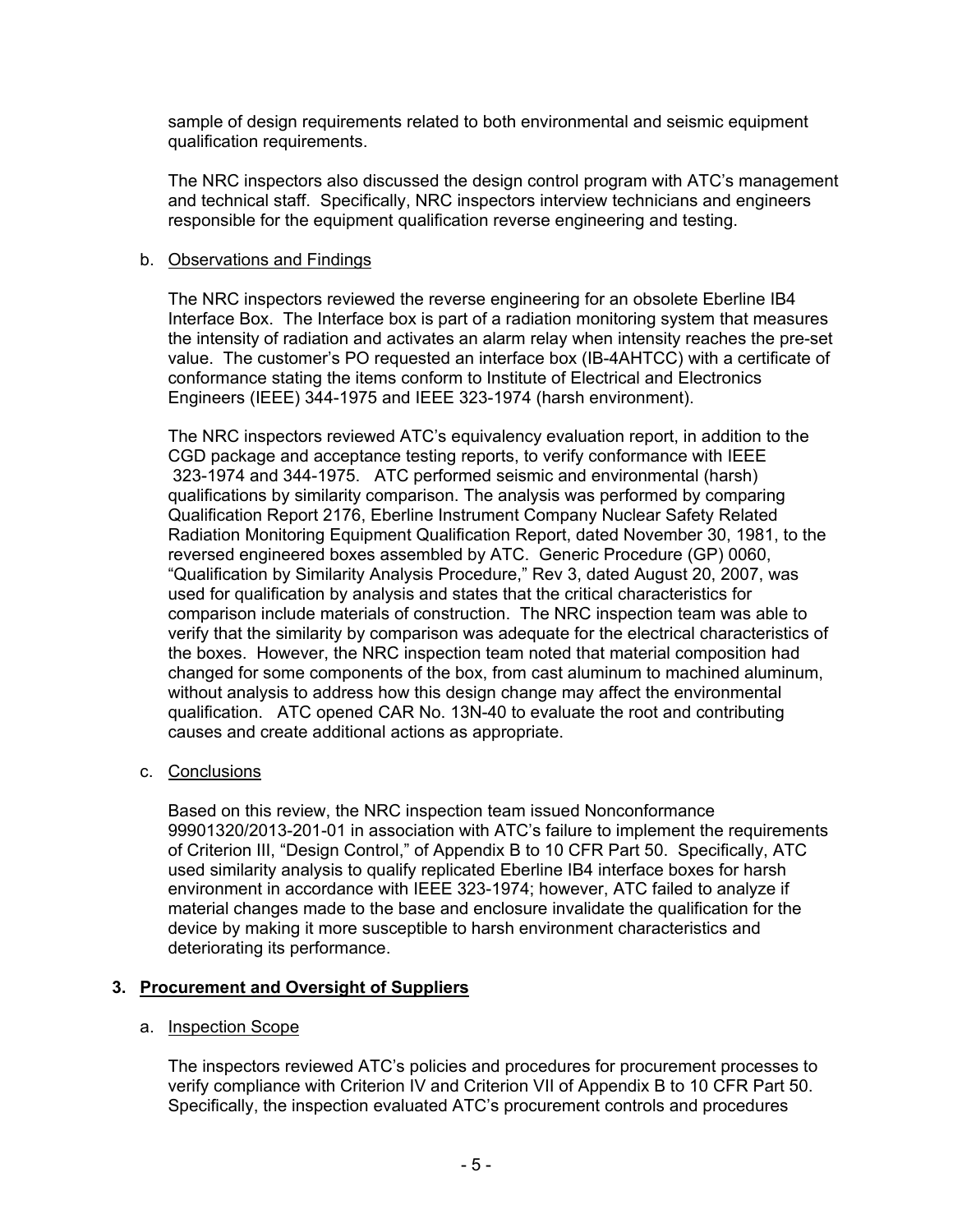sample of design requirements related to both environmental and seismic equipment qualification requirements.

The NRC inspectors also discussed the design control program with ATC's management and technical staff. Specifically, NRC inspectors interview technicians and engineers responsible for the equipment qualification reverse engineering and testing.

b. Observations and Findings

The NRC inspectors reviewed the reverse engineering for an obsolete Eberline IB4 Interface Box. The Interface box is part of a radiation monitoring system that measures the intensity of radiation and activates an alarm relay when intensity reaches the pre-set value. The customer's PO requested an interface box (IB-4AHTCC) with a certificate of conformance stating the items conform to Institute of Electrical and Electronics Engineers (IEEE) 344-1975 and IEEE 323-1974 (harsh environment).

The NRC inspectors reviewed ATC's equivalency evaluation report, in addition to the CGD package and acceptance testing reports, to verify conformance with IEEE 323-1974 and 344-1975. ATC performed seismic and environmental (harsh) qualifications by similarity comparison. The analysis was performed by comparing Qualification Report 2176, Eberline Instrument Company Nuclear Safety Related Radiation Monitoring Equipment Qualification Report, dated November 30, 1981, to the reversed engineered boxes assembled by ATC. Generic Procedure (GP) 0060, "Qualification by Similarity Analysis Procedure," Rev 3, dated August 20, 2007, was used for qualification by analysis and states that the critical characteristics for comparison include materials of construction. The NRC inspection team was able to verify that the similarity by comparison was adequate for the electrical characteristics of the boxes. However, the NRC inspection team noted that material composition had changed for some components of the box, from cast aluminum to machined aluminum, without analysis to address how this design change may affect the environmental qualification. ATC opened CAR No. 13N-40 to evaluate the root and contributing causes and create additional actions as appropriate.

c. Conclusions

Based on this review, the NRC inspection team issued Nonconformance 99901320/2013-201-01 in association with ATC's failure to implement the requirements of Criterion III, "Design Control," of Appendix B to 10 CFR Part 50. Specifically, ATC used similarity analysis to qualify replicated Eberline IB4 interface boxes for harsh environment in accordance with IEEE 323-1974; however, ATC failed to analyze if material changes made to the base and enclosure invalidate the qualification for the device by making it more susceptible to harsh environment characteristics and deteriorating its performance.

## 3. Procurement and Oversight of Suppliers

a. Inspection Scope

The inspectors reviewed ATC's policies and procedures for procurement processes to verify compliance with Criterion IV and Criterion VII of Appendix B to 10 CFR Part 50. Specifically, the inspection evaluated ATC's procurement controls and procedures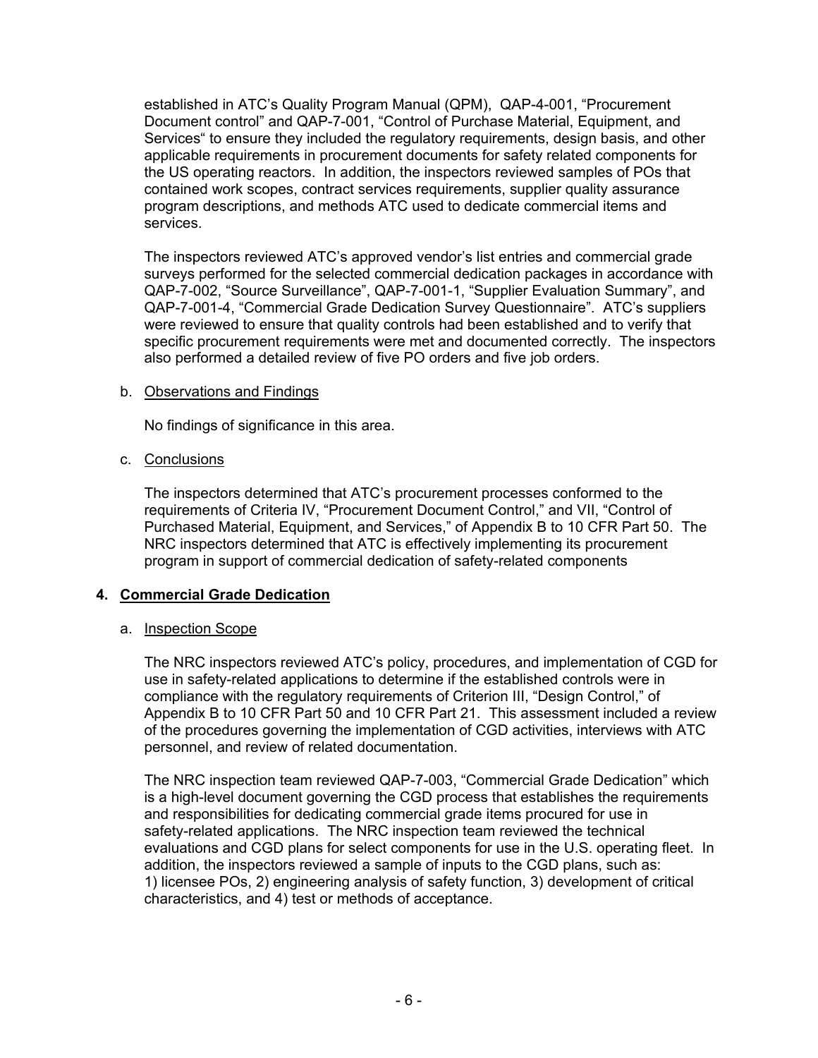established in ATC's Quality Program Manual (QPM), QAP-4-001, "Procurement Document control" and QAP-7-001, "Control of Purchase Material, Equipment, and Services" to ensure they included the regulatory requirements, design basis, and other applicable requirements in procurement documents for safety related components for the US operating reactors. In addition, the inspectors reviewed samples of POs that contained work scopes, contract services requirements, supplier quality assurance program descriptions, and methods ATC used to dedicate commercial items and services.

The inspectors reviewed ATC's approved vendor's list entries and commercial grade surveys performed for the selected commercial dedication packages in accordance with QAP-7-002, "Source Surveillance", QAP-7-001-1, "Supplier Evaluation Summary", and QAP-7-001-4, "Commercial Grade Dedication Survey Questionnaire". ATC's suppliers were reviewed to ensure that quality controls had been established and to verify that specific procurement requirements were met and documented correctly. The inspectors also performed a detailed review of five PO orders and five job orders.

b. Observations and Findings

No findings of significance in this area.

c. Conclusions

The inspectors determined that ATC's procurement processes conformed to the requirements of Criteria IV, "Procurement Document Control," and VII, "Control of Purchased Material, Equipment, and Services," of Appendix B to 10 CFR Part 50. The NRC inspectors determined that ATC is effectively implementing its procurement program in support of commercial dedication of safety-related components

## 4. Commercial Grade Dedication

a. Inspection Scope

The NRC inspectors reviewed ATC's policy, procedures, and implementation of CGD for use in safety-related applications to determine if the established controls were in compliance with the regulatory requirements of Criterion III, "Design Control," of Appendix B to 10 CFR Part 50 and 10 CFR Part 21. This assessment included a review of the procedures governing the implementation of CGD activities, interviews with ATC personnel, and review of related documentation.

The NRC inspection team reviewed QAP-7-003, "Commercial Grade Dedication" which is a high-level document governing the CGD process that establishes the requirements and responsibilities for dedicating commercial grade items procured for use in safety-related applications. The NRC inspection team reviewed the technical evaluations and CGD plans for select components for use in the U.S. operating fleet. In addition, the inspectors reviewed a sample of inputs to the CGD plans, such as: 1) licensee POs, 2) engineering analysis of safety function, 3) development of critical characteristics, and 4) test or methods of acceptance.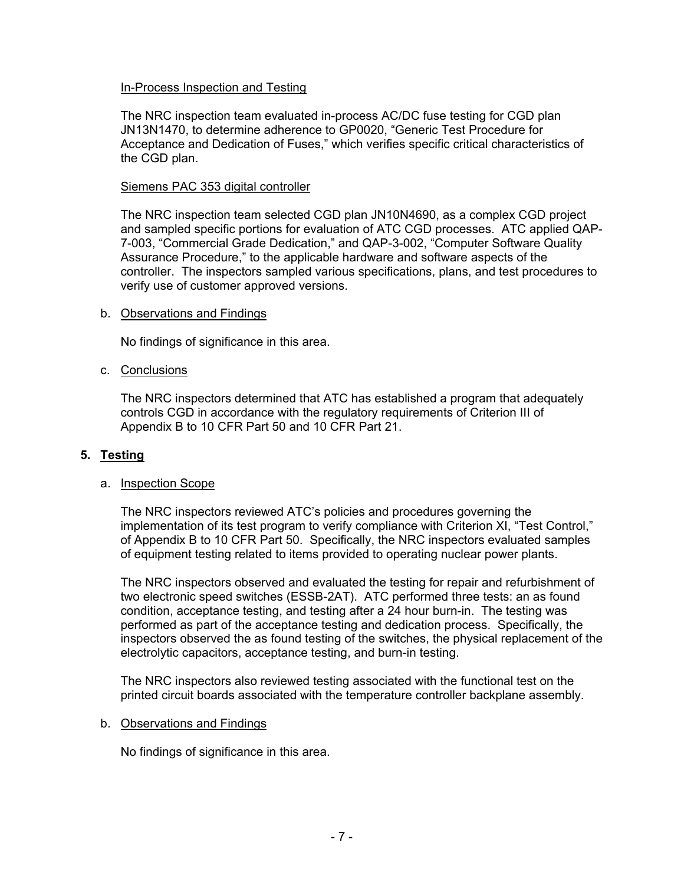In-Process Inspection and Testing

The NRC inspection team evaluated in-process AC/DC fuse testing for CGD plan JN13N1470, to determine adherence to GP0020, "Generic Test Procedure for Acceptance and Dedication of Fuses," which verifies specific critical characteristics of the CGD plan.

Siemens PAC 353 digital controller

The NRC inspection team selected CGD plan JN10N4690, as a complex CGD project and sampled specific portions for evaluation of ATC CGD processes. ATC applied QAP-7-003, "Commercial Grade Dedication," and QAP-3-002, "Computer Software Quality Assurance Procedure," to the applicable hardware and software aspects of the controller. The inspectors sampled various specifications, plans, and test procedures to verify use of customer approved versions.

b. Observations and Findings

No findings of significance in this area.

c. Conclusions

The NRC inspectors determined that ATC has established a program that adequately controls CGD in accordance with the regulatory requirements of Criterion III of Appendix B to 10 CFR Part 50 and 10 CFR Part 21.

## 5. Testing

a. Inspection Scope

The NRC inspectors reviewed ATC's policies and procedures governing the implementation of its test program to verify compliance with Criterion XI, "Test Control," of Appendix B to 10 CFR Part 50. Specifically, the NRC inspectors evaluated samples of equipment testing related to items provided to operating nuclear power plants.

The NRC inspectors observed and evaluated the testing for repair and refurbishment of two electronic speed switches (ESSB-2AT). ATC performed three tests: an as found condition, acceptance testing, and testing after a 24 hour burn-in. The testing was performed as part of the acceptance testing and dedication process. Specifically, the inspectors observed the as found testing of the switches, the physical replacement of the electrolytic capacitors, acceptance testing, and burn-in testing.

The NRC inspectors also reviewed testing associated with the functional test on the printed circuit boards associated with the temperature controller backplane assembly.

b. Observations and Findings

No findings of significance in this area.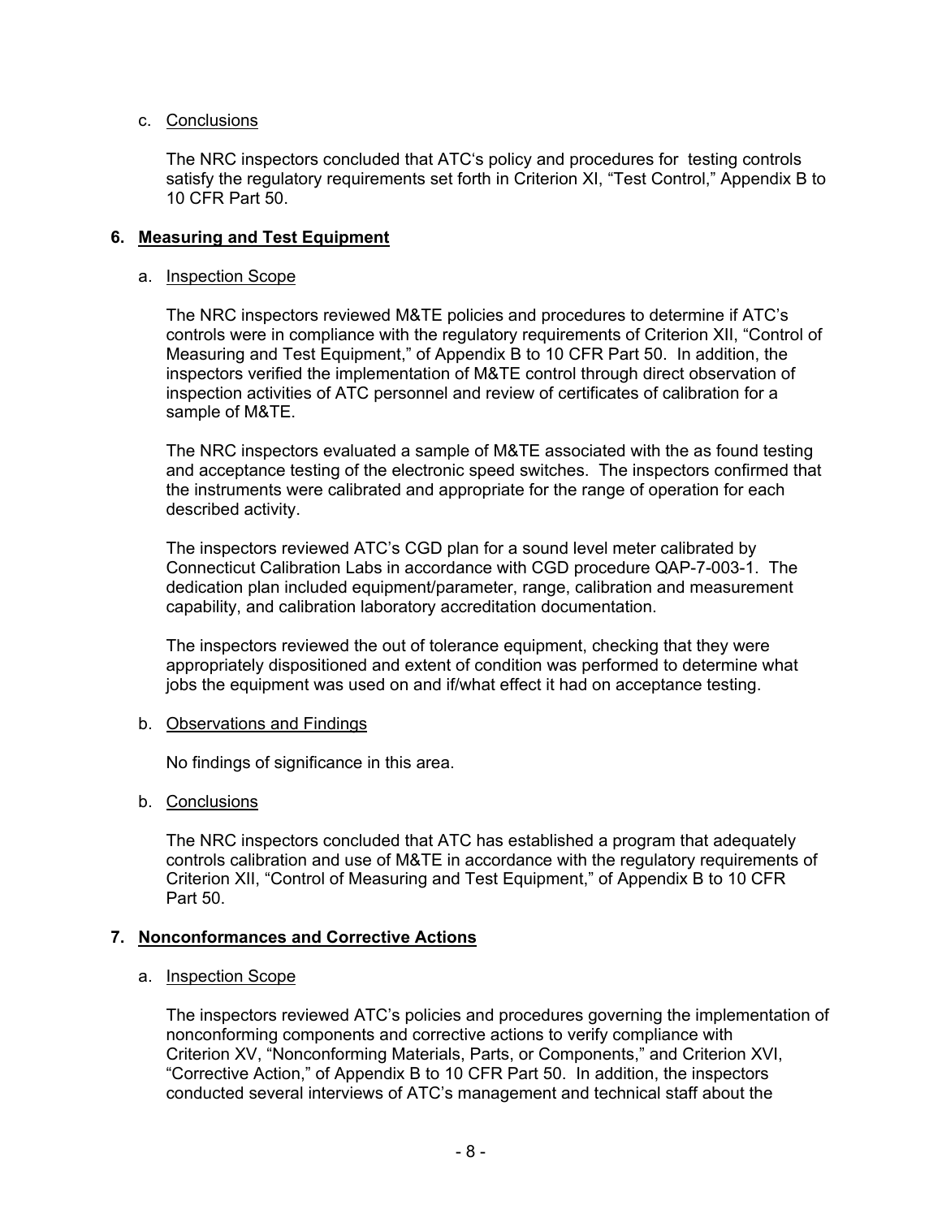c. Conclusions

The NRC inspectors concluded that ATC's policy and procedures for testing controls satisfy the regulatory requirements set forth in Criterion XI, "Test Control," Appendix B to 10 CFR Part 50.

## 6. Measuring and Test Equipment

a. Inspection Scope

The NRC inspectors reviewed M&TE policies and procedures to determine if ATC's controls were in compliance with the regulatory requirements of Criterion XII, "Control of Measuring and Test Equipment," of Appendix B to 10 CFR Part 50. In addition, the inspectors verified the implementation of M&TE control through direct observation of inspection activities of ATC personnel and review of certificates of calibration for a sample of M&TE.

The NRC inspectors evaluated a sample of M&TE associated with the as found testing and acceptance testing of the electronic speed switches. The inspectors confirmed that the instruments were calibrated and appropriate for the range of operation for each described activity.

The inspectors reviewed ATC's CGD plan for a sound level meter calibrated by Connecticut Calibration Labs in accordance with CGD procedure QAP-7-003-1. The dedication plan included equipment/parameter, range, calibration and measurement capability, and calibration laboratory accreditation documentation.

The inspectors reviewed the out of tolerance equipment, checking that they were appropriately dispositioned and extent of condition was performed to determine what jobs the equipment was used on and if/what effect it had on acceptance testing.

b. Observations and Findings

No findings of significance in this area.

b. Conclusions

The NRC inspectors concluded that ATC has established a program that adequately controls calibration and use of M&TE in accordance with the regulatory requirements of Criterion XII, "Control of Measuring and Test Equipment," of Appendix B to 10 CFR Part 50.

## 7. Nonconformances and Corrective Actions

a. Inspection Scope

The inspectors reviewed ATC's policies and procedures governing the implementation of nonconforming components and corrective actions to verify compliance with Criterion XV, "Nonconforming Materials, Parts, or Components," and Criterion XVI, "Corrective Action," of Appendix B to 10 CFR Part 50. In addition, the inspectors conducted several interviews of ATC's management and technical staff about the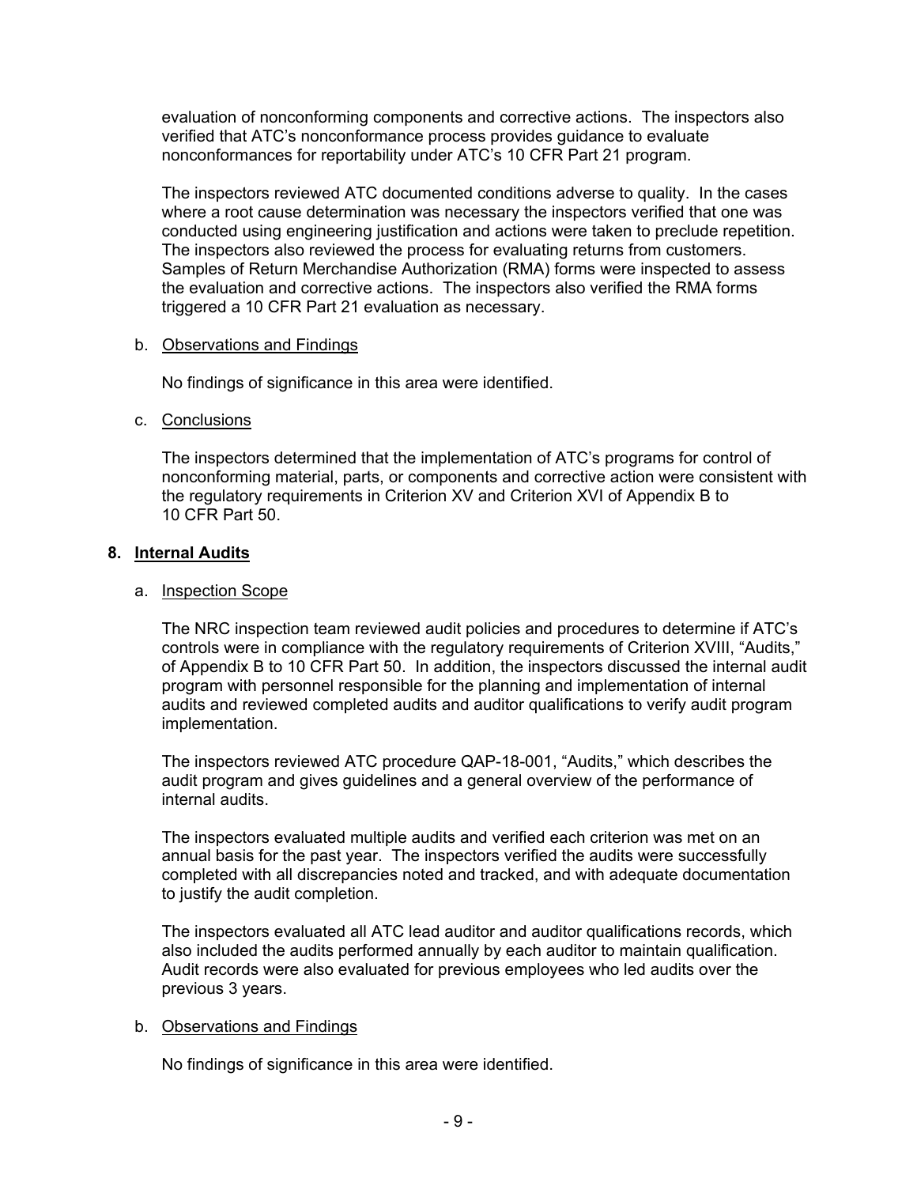evaluation of nonconforming components and corrective actions. The inspectors also verified that ATC's nonconformance process provides guidance to evaluate nonconformances for reportability under ATC's 10 CFR Part 21 program.

The inspectors reviewed ATC documented conditions adverse to quality. In the cases where a root cause determination was necessary the inspectors verified that one was conducted using engineering justification and actions were taken to preclude repetition. The inspectors also reviewed the process for evaluating returns from customers. Samples of Return Merchandise Authorization (RMA) forms were inspected to assess the evaluation and corrective actions. The inspectors also verified the RMA forms triggered a 10 CFR Part 21 evaluation as necessary.

b. Observations and Findings

No findings of significance in this area were identified.

c. Conclusions

The inspectors determined that the implementation of ATC's programs for control of nonconforming material, parts, or components and corrective action were consistent with the regulatory requirements in Criterion XV and Criterion XVI of Appendix B to 10 CFR Part 50.

## 8. Internal Audits

a. Inspection Scope

The NRC inspection team reviewed audit policies and procedures to determine if ATC's controls were in compliance with the regulatory requirements of Criterion XVIII, "Audits," of Appendix B to 10 CFR Part 50. In addition, the inspectors discussed the internal audit program with personnel responsible for the planning and implementation of internal audits and reviewed completed audits and auditor qualifications to verify audit program implementation.

The inspectors reviewed ATC procedure QAP-18-001, "Audits," which describes the audit program and gives guidelines and a general overview of the performance of internal audits.

The inspectors evaluated multiple audits and verified each criterion was met on an annual basis for the past year. The inspectors verified the audits were successfully completed with all discrepancies noted and tracked, and with adequate documentation to justify the audit completion.

The inspectors evaluated all ATC lead auditor and auditor qualifications records, which also included the audits performed annually by each auditor to maintain qualification. Audit records were also evaluated for previous employees who led audits over the previous 3 years.

b. Observations and Findings

No findings of significance in this area were identified.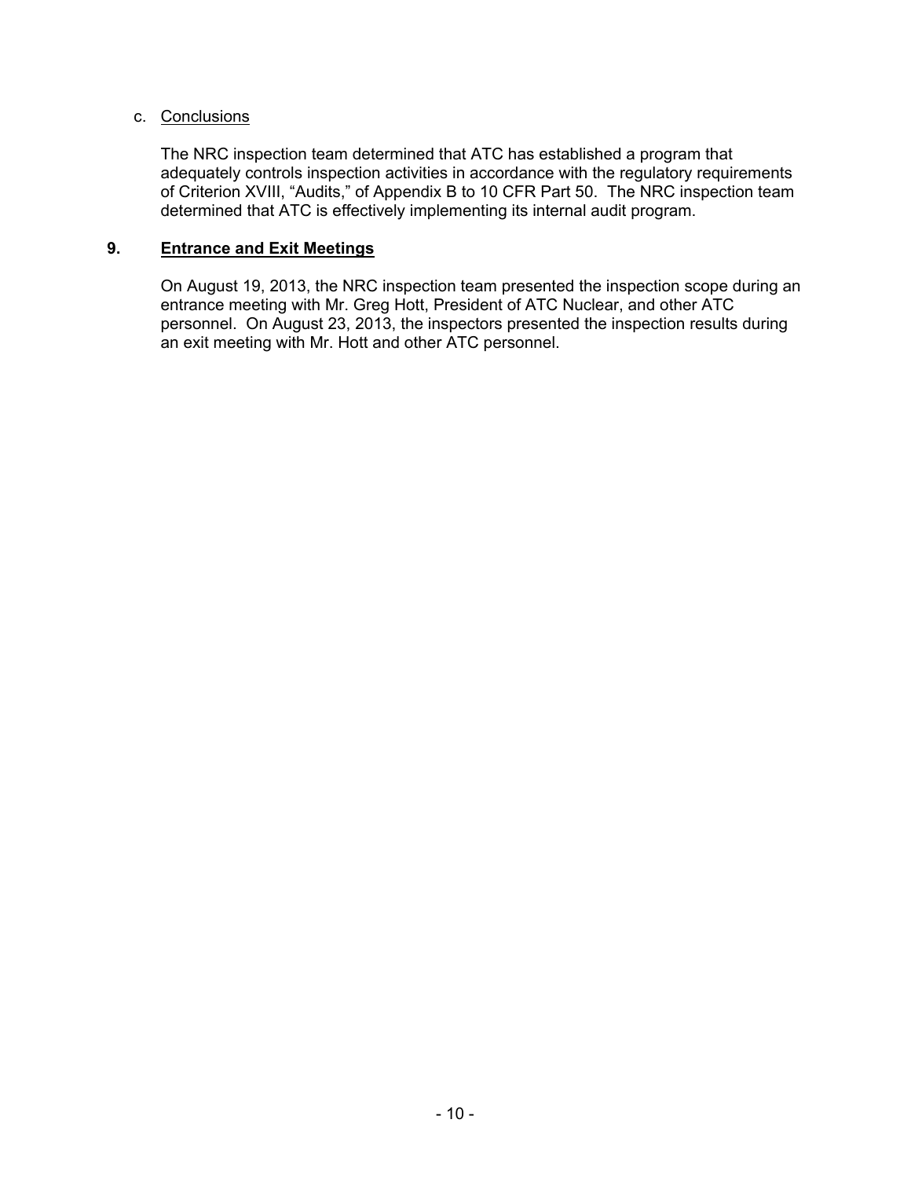c. Conclusions

The NRC inspection team determined that ATC has established a program that adequately controls inspection activities in accordance with the regulatory requirements of Criterion XVIII, “Audits,” of Appendix B to 10 CFR Part 50. The NRC inspection team determined that ATC is effectively implementing its internal audit program.

## 9. Entrance and Exit Meetings

On August 19, 2013, the NRC inspection team presented the inspection scope during an entrance meeting with Mr. Greg Hott, President of ATC Nuclear, and other ATC personnel. On August 23, 2013, the inspectors presented the inspection results during an exit meeting with Mr. Hott and other ATC personnel.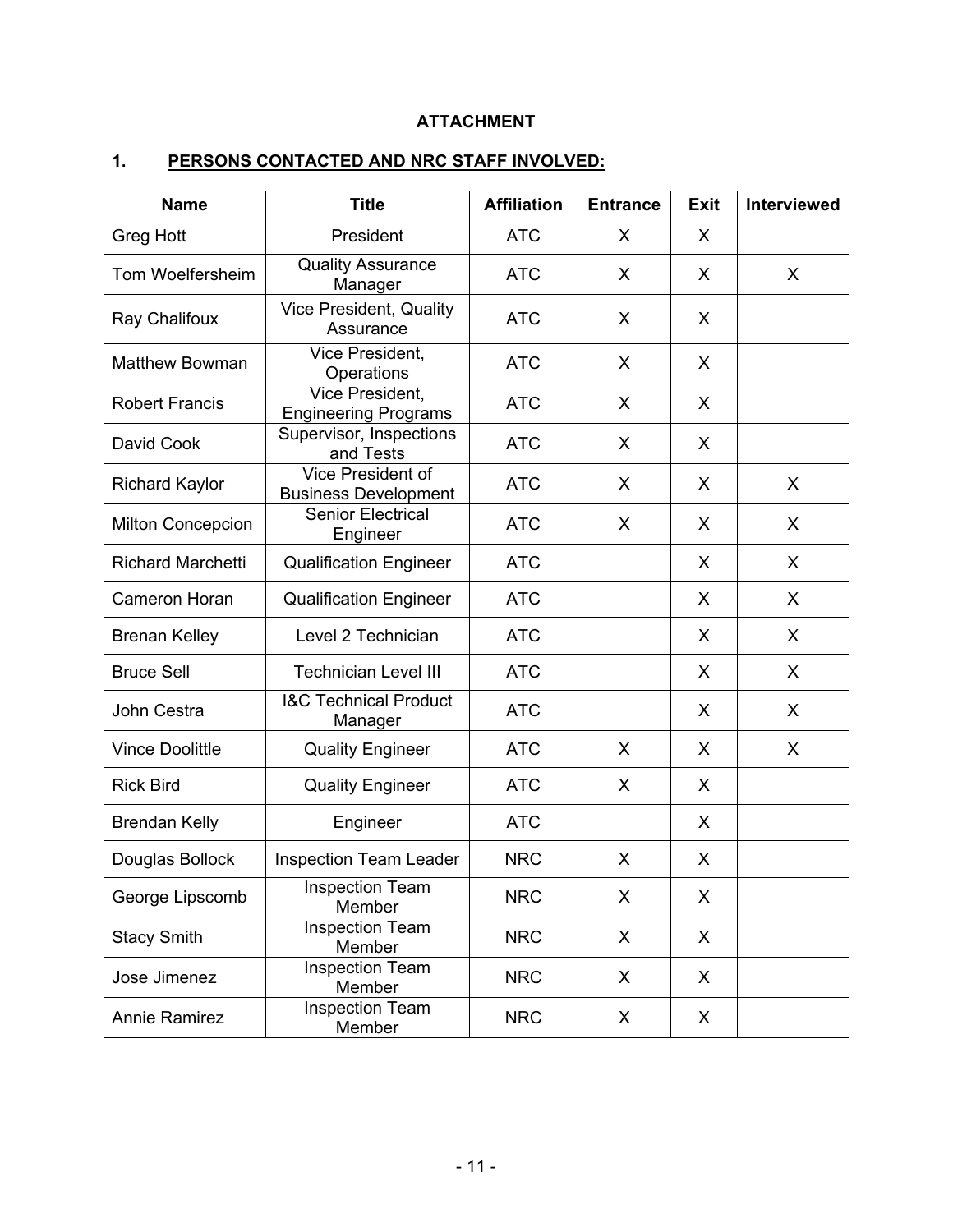## ATTACHMENT

### 1. PERSONS CONTACTED AND NRC STAFF INVOLVED:

| Name | Title | Affiliation | Entrance | Exit | Interviewed |
|---|---|---|---|---|---|
| Greg Hott | President | ATC | X | X | |
| Tom Woelfersheim | Quality Assurance Manager | ATC | X | X | X |
| Ray Chalifoux | Vice President, Quality Assurance | ATC | X | X | |
| Matthew Bowman | Vice President, Operations | ATC | X | X | |
| Robert Francis | Vice President, Engineering Programs | ATC | X | X | |
| David Cook | Supervisor, Inspections and Tests | ATC | X | X | |
| Richard Kaylor | Vice President of Business Development | ATC | X | X | X |
| Milton Concepcion | Senior Electrical Engineer | ATC | X | X | X |
| Richard Marchetti | Qualification Engineer | ATC | | X | X |
| Cameron Horan | Qualification Engineer | ATC | | X | X |
| Brenan Kelley | Level 2 Technician | ATC | | X | X |
| Bruce Sell | Technician Level III | ATC | | X | X |
| John Cestra | I&C Technical Product Manager | ATC | | X | X |
| Vince Doolittle | Quality Engineer | ATC | X | X | X |
| Rick Bird | Quality Engineer | ATC | X | X | |
| Brendan Kelly | Engineer | ATC | | X | |
| Douglas Bollock | Inspection Team Leader | NRC | X | X | |
| George Lipscomb | Inspection Team Member | NRC | X | X | |
| Stacy Smith | Inspection Team Member | NRC | X | X | |
| Jose Jimenez | Inspection Team Member | NRC | X | X | |
| Annie Ramirez | Inspection Team Member | NRC | X | X | |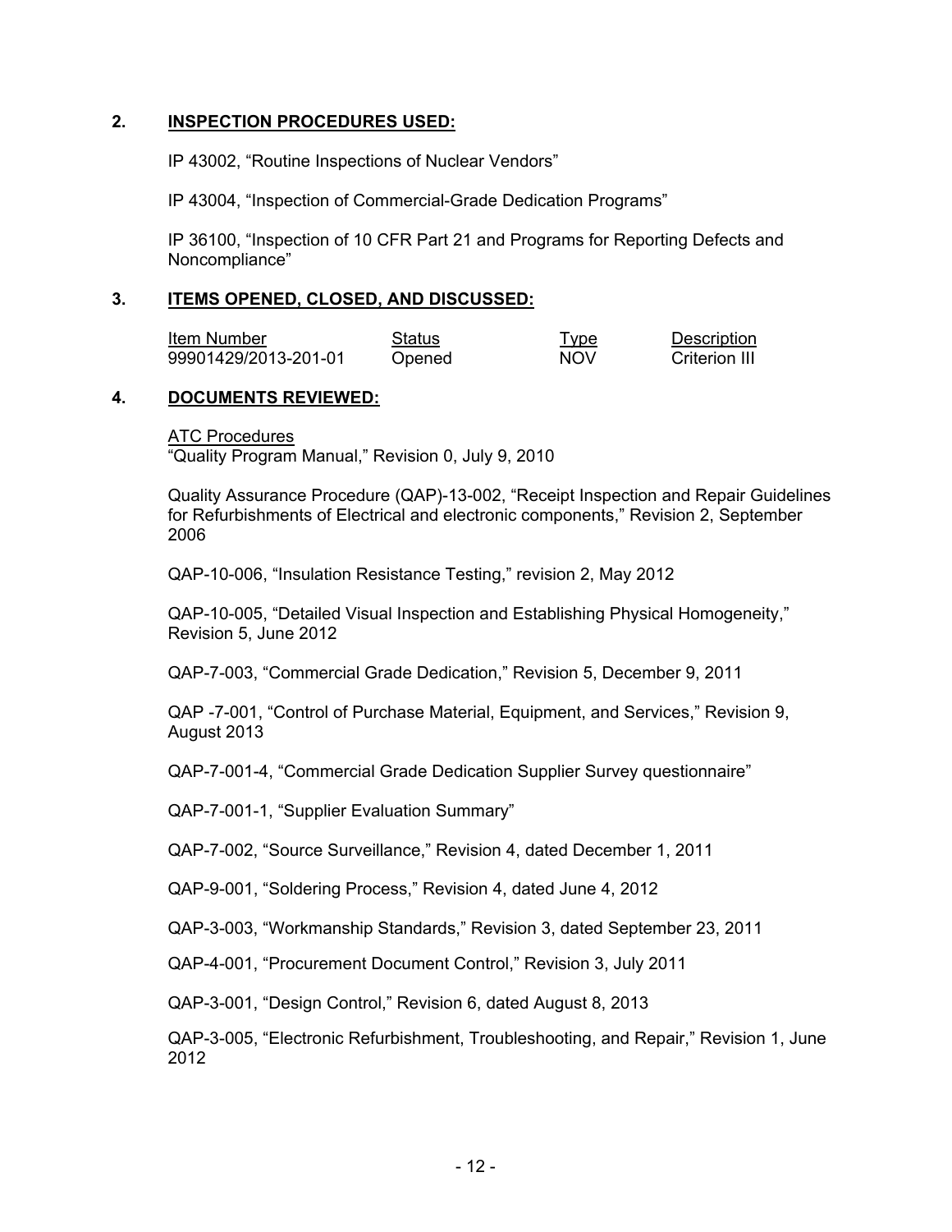## 2. INSPECTION PROCEDURES USED:

IP 43002, "Routine Inspections of Nuclear Vendors"

IP 43004, "Inspection of Commercial-Grade Dedication Programs"

IP 36100, "Inspection of 10 CFR Part 21 and Programs for Reporting Defects and Noncompliance"

## 3. ITEMS OPENED, CLOSED, AND DISCUSSED:

| Item Number | Status | Type | Description |
|---|---|---|---|
| 99901429/2013-201-01 | Opened | NOV | Criterion III |

## 4. DOCUMENTS REVIEWED:

ATC Procedures
"Quality Program Manual," Revision 0, July 9, 2010

Quality Assurance Procedure (QAP)-13-002, "Receipt Inspection and Repair Guidelines for Refurbishments of Electrical and electronic components," Revision 2, September 2006

QAP-10-006, "Insulation Resistance Testing," revision 2, May 2012

QAP-10-005, "Detailed Visual Inspection and Establishing Physical Homogeneity," Revision 5, June 2012

QAP-7-003, "Commercial Grade Dedication," Revision 5, December 9, 2011

QAP -7-001, "Control of Purchase Material, Equipment, and Services," Revision 9, August 2013

QAP-7-001-4, "Commercial Grade Dedication Supplier Survey questionnaire"

QAP-7-001-1, "Supplier Evaluation Summary"

QAP-7-002, "Source Surveillance," Revision 4, dated December 1, 2011

QAP-9-001, "Soldering Process," Revision 4, dated June 4, 2012

QAP-3-003, "Workmanship Standards," Revision 3, dated September 23, 2011

QAP-4-001, "Procurement Document Control," Revision 3, July 2011

QAP-3-001, "Design Control," Revision 6, dated August 8, 2013

QAP-3-005, "Electronic Refurbishment, Troubleshooting, and Repair," Revision 1, June 2012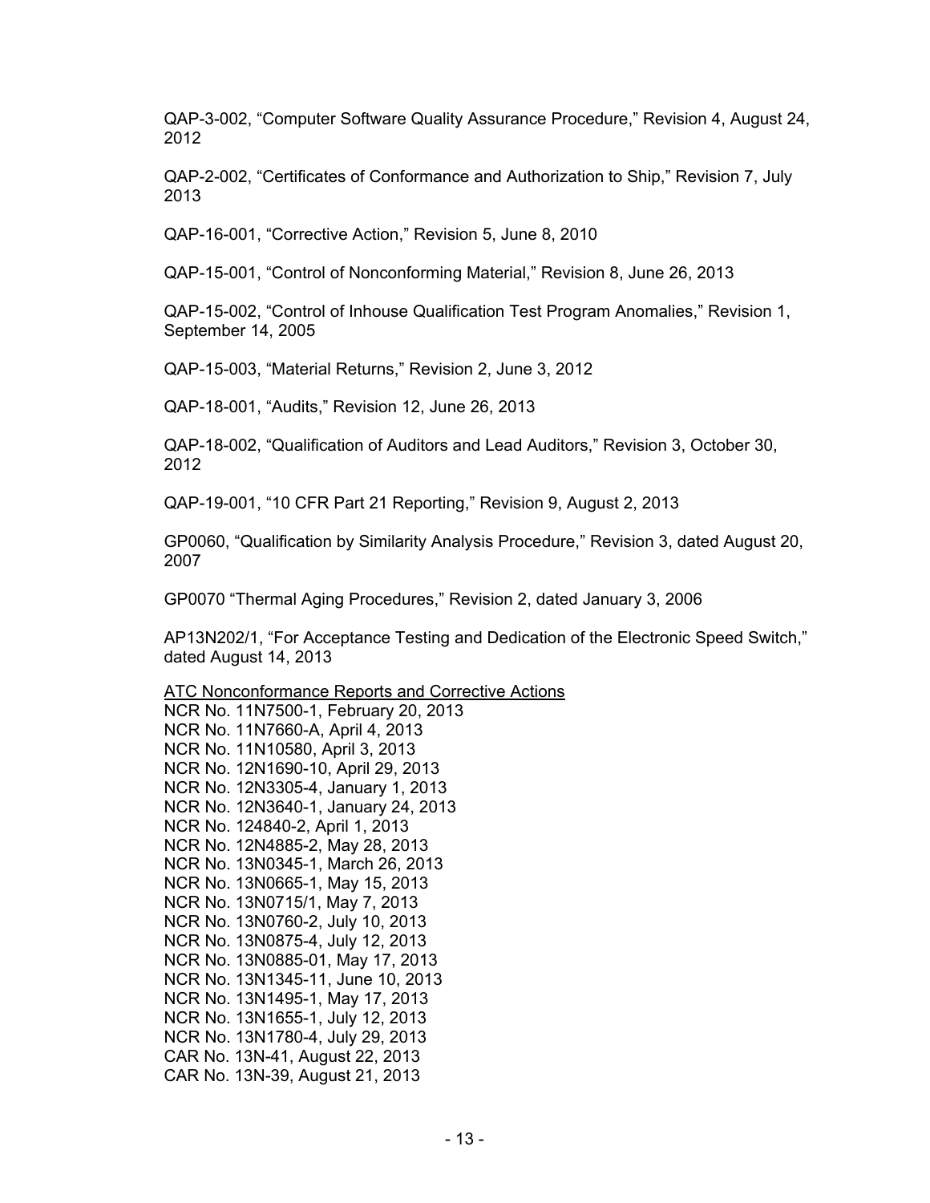QAP-3-002, “Computer Software Quality Assurance Procedure,” Revision 4, August 24, 2012

QAP-2-002, “Certificates of Conformance and Authorization to Ship,” Revision 7, July 2013

QAP-16-001, “Corrective Action,” Revision 5, June 8, 2010

QAP-15-001, “Control of Nonconforming Material,” Revision 8, June 26, 2013

QAP-15-002, “Control of Inhouse Qualification Test Program Anomalies,” Revision 1, September 14, 2005

QAP-15-003, “Material Returns,” Revision 2, June 3, 2012

QAP-18-001, “Audits,” Revision 12, June 26, 2013

QAP-18-002, “Qualification of Auditors and Lead Auditors,” Revision 3, October 30, 2012

QAP-19-001, “10 CFR Part 21 Reporting,” Revision 9, August 2, 2013

GP0060, “Qualification by Similarity Analysis Procedure,” Revision 3, dated August 20, 2007

GP0070 “Thermal Aging Procedures,” Revision 2, dated January 3, 2006

AP13N202/1, “For Acceptance Testing and Dedication of the Electronic Speed Switch,” dated August 14, 2013

<u>ATC Nonconformance Reports and Corrective Actions</u>
NCR No. 11N7500-1, February 20, 2013
NCR No. 11N7660-A, April 4, 2013
NCR No. 11N10580, April 3, 2013
NCR No. 12N1690-10, April 29, 2013
NCR No. 12N3305-4, January 1, 2013
NCR No. 12N3640-1, January 24, 2013
NCR No. 124840-2, April 1, 2013
NCR No. 12N4885-2, May 28, 2013
NCR No. 13N0345-1, March 26, 2013
NCR No. 13N0665-1, May 15, 2013
NCR No. 13N0715/1, May 7, 2013
NCR No. 13N0760-2, July 10, 2013
NCR No. 13N0875-4, July 12, 2013
NCR No. 13N0885-01, May 17, 2013
NCR No. 13N1345-11, June 10, 2013
NCR No. 13N1495-1, May 17, 2013
NCR No. 13N1655-1, July 12, 2013
NCR No. 13N1780-4, July 29, 2013
CAR No. 13N-41, August 22, 2013
CAR No. 13N-39, August 21, 2013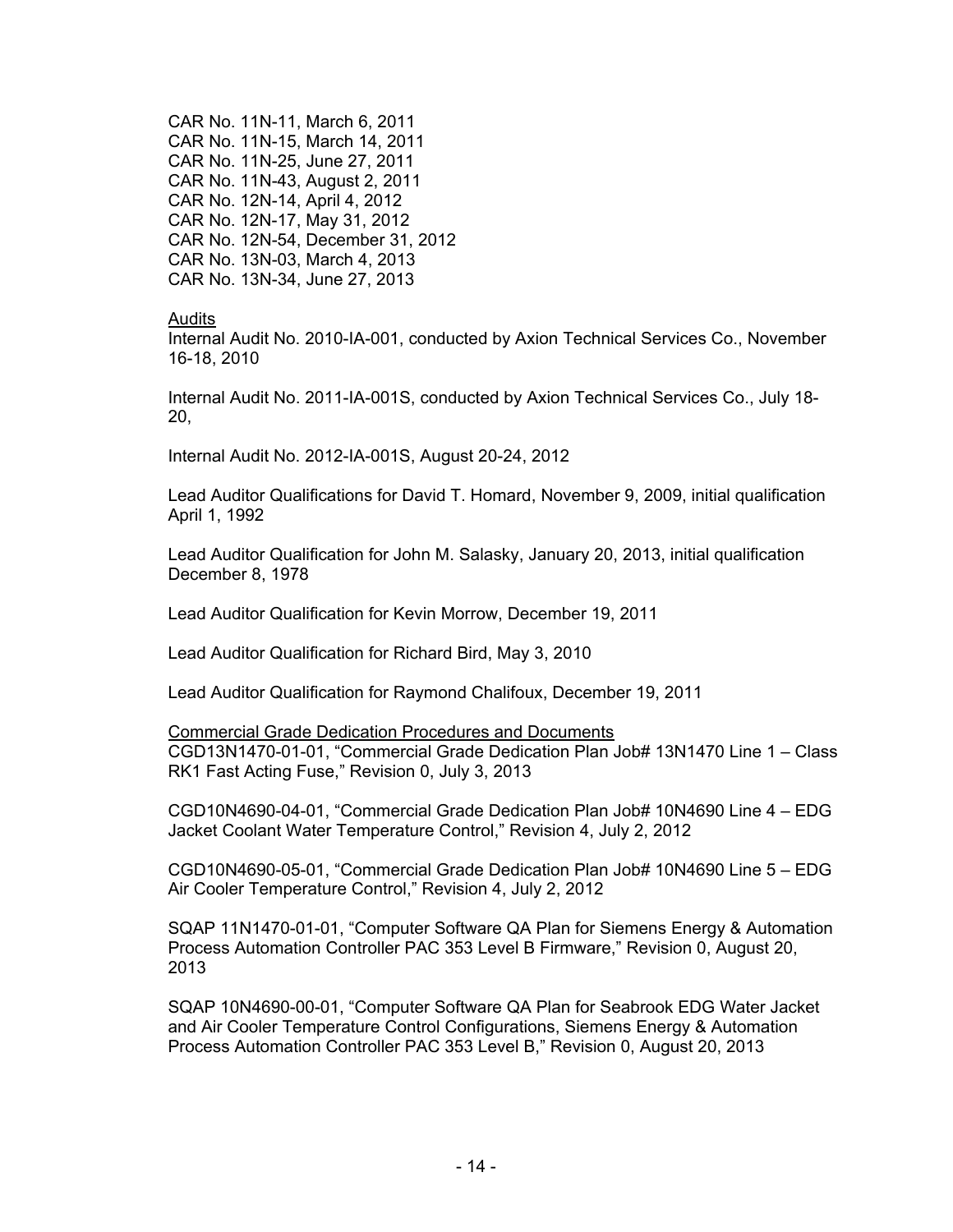CAR No. 11N-11, March 6, 2011
CAR No. 11N-15, March 14, 2011
CAR No. 11N-25, June 27, 2011
CAR No. 11N-43, August 2, 2011
CAR No. 12N-14, April 4, 2012
CAR No. 12N-17, May 31, 2012
CAR No. 12N-54, December 31, 2012
CAR No. 13N-03, March 4, 2013
CAR No. 13N-34, June 27, 2013

Audits
Internal Audit No. 2010-IA-001, conducted by Axion Technical Services Co., November 16-18, 2010

Internal Audit No. 2011-IA-001S, conducted by Axion Technical Services Co., July 18-20,

Internal Audit No. 2012-IA-001S, August 20-24, 2012

Lead Auditor Qualifications for David T. Homard, November 9, 2009, initial qualification April 1, 1992

Lead Auditor Qualification for John M. Salasky, January 20, 2013, initial qualification December 8, 1978

Lead Auditor Qualification for Kevin Morrow, December 19, 2011

Lead Auditor Qualification for Richard Bird, May 3, 2010

Lead Auditor Qualification for Raymond Chalifoux, December 19, 2011

Commercial Grade Dedication Procedures and Documents
CGD13N1470-01-01, "Commercial Grade Dedication Plan Job# 13N1470 Line 1 – Class RK1 Fast Acting Fuse," Revision 0, July 3, 2013

CGD10N4690-04-01, "Commercial Grade Dedication Plan Job# 10N4690 Line 4 – EDG Jacket Coolant Water Temperature Control," Revision 4, July 2, 2012

CGD10N4690-05-01, "Commercial Grade Dedication Plan Job# 10N4690 Line 5 – EDG Air Cooler Temperature Control," Revision 4, July 2, 2012

SQAP 11N1470-01-01, "Computer Software QA Plan for Siemens Energy & Automation Process Automation Controller PAC 353 Level B Firmware," Revision 0, August 20, 2013

SQAP 10N4690-00-01, "Computer Software QA Plan for Seabrook EDG Water Jacket and Air Cooler Temperature Control Configurations, Siemens Energy & Automation Process Automation Controller PAC 353 Level B," Revision 0, August 20, 2013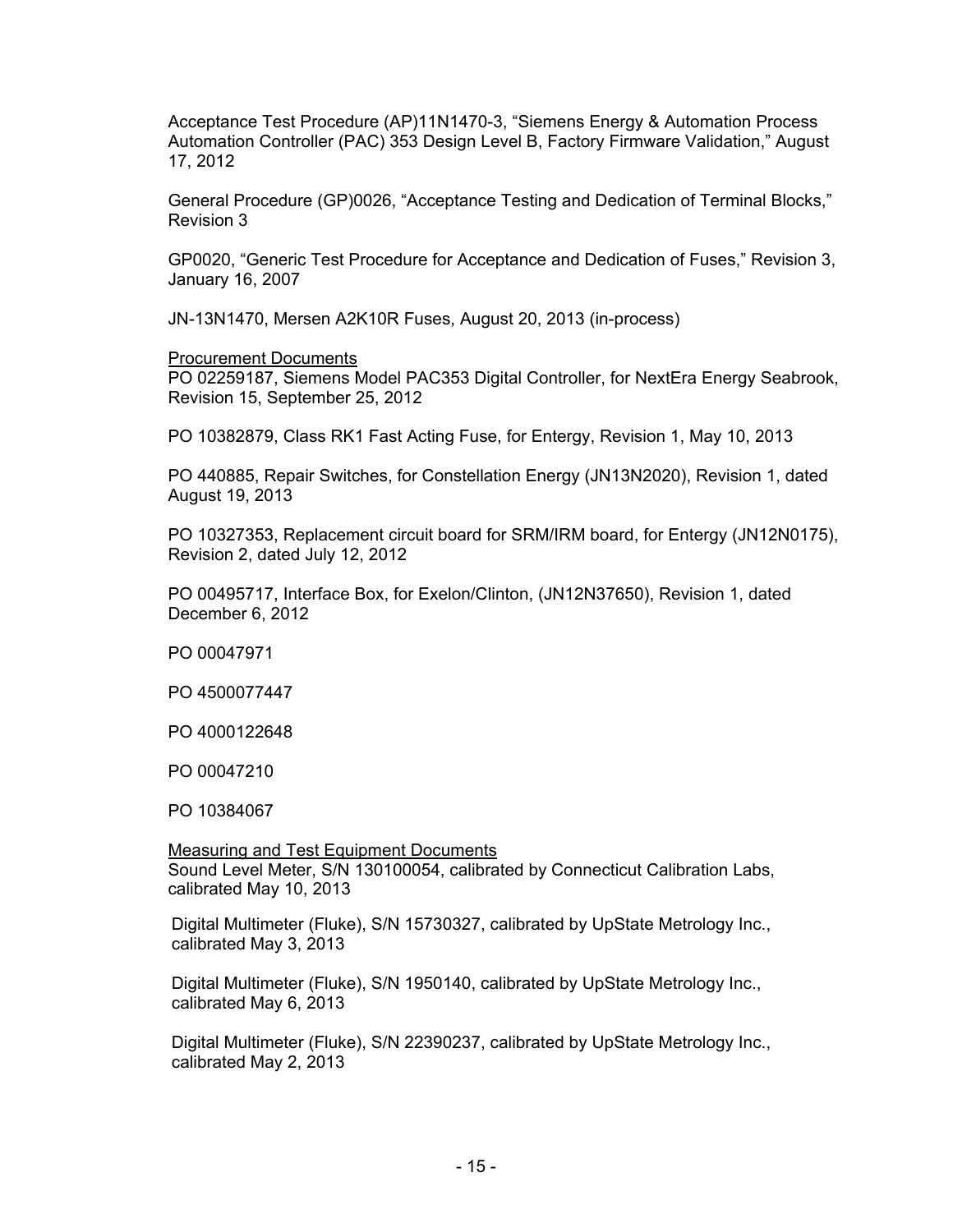Acceptance Test Procedure (AP)11N1470-3, "Siemens Energy & Automation Process Automation Controller (PAC) 353 Design Level B, Factory Firmware Validation," August 17, 2012

General Procedure (GP)0026, "Acceptance Testing and Dedication of Terminal Blocks," Revision 3

GP0020, "Generic Test Procedure for Acceptance and Dedication of Fuses," Revision 3, January 16, 2007

JN-13N1470, Mersen A2K10R Fuses, August 20, 2013 (in-process)

Procurement Documents

PO 02259187, Siemens Model PAC353 Digital Controller, for NextEra Energy Seabrook, Revision 15, September 25, 2012

PO 10382879, Class RK1 Fast Acting Fuse, for Entergy, Revision 1, May 10, 2013

PO 440885, Repair Switches, for Constellation Energy (JN13N2020), Revision 1, dated August 19, 2013

PO 10327353, Replacement circuit board for SRM/IRM board, for Entergy (JN12N0175), Revision 2, dated July 12, 2012

PO 00495717, Interface Box, for Exelon/Clinton, (JN12N37650), Revision 1, dated December 6, 2012

PO 00047971

PO 4500077447

PO 4000122648

PO 00047210

PO 10384067

Measuring and Test Equipment Documents

Sound Level Meter, S/N 130100054, calibrated by Connecticut Calibration Labs, calibrated May 10, 2013

Digital Multimeter (Fluke), S/N 15730327, calibrated by UpState Metrology Inc., calibrated May 3, 2013

Digital Multimeter (Fluke), S/N 1950140, calibrated by UpState Metrology Inc., calibrated May 6, 2013

Digital Multimeter (Fluke), S/N 22390237, calibrated by UpState Metrology Inc., calibrated May 2, 2013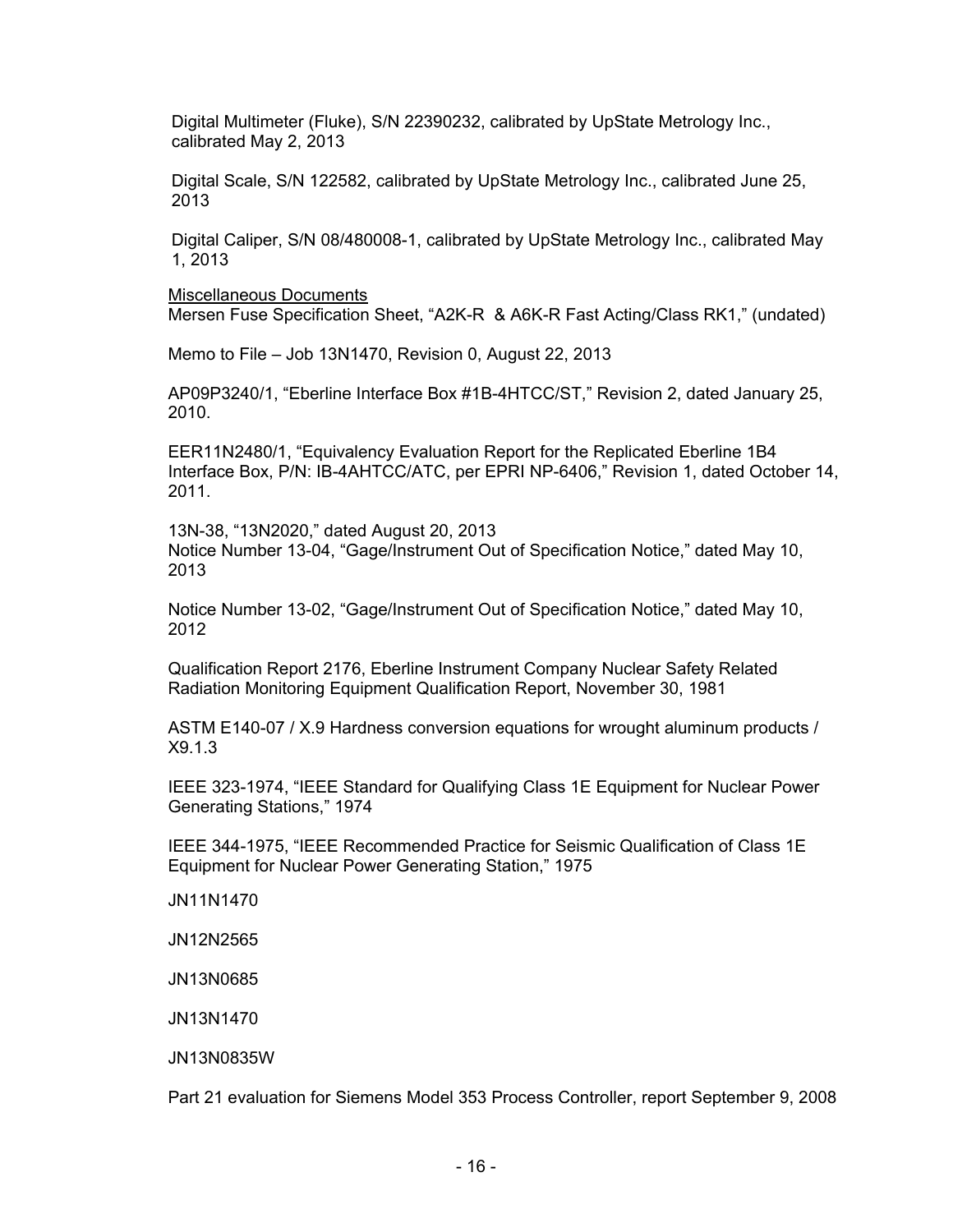Digital Multimeter (Fluke), S/N 22390232, calibrated by UpState Metrology Inc., calibrated May 2, 2013

Digital Scale, S/N 122582, calibrated by UpState Metrology Inc., calibrated June 25, 2013

Digital Caliper, S/N 08/480008-1, calibrated by UpState Metrology Inc., calibrated May 1, 2013

<u>Miscellaneous Documents</u>

Mersen Fuse Specification Sheet, "A2K-R & A6K-R Fast Acting/Class RK1," (undated)

Memo to File – Job 13N1470, Revision 0, August 22, 2013

AP09P3240/1, "Eberline Interface Box #1B-4HTCC/ST," Revision 2, dated January 25, 2010.

EER11N2480/1, "Equivalency Evaluation Report for the Replicated Eberline 1B4 Interface Box, P/N: IB-4AHTCC/ATC, per EPRI NP-6406," Revision 1, dated October 14, 2011.

13N-38, "13N2020," dated August 20, 2013

Notice Number 13-04, "Gage/Instrument Out of Specification Notice," dated May 10, 2013

Notice Number 13-02, "Gage/Instrument Out of Specification Notice," dated May 10, 2012

Qualification Report 2176, Eberline Instrument Company Nuclear Safety Related Radiation Monitoring Equipment Qualification Report, November 30, 1981

ASTM E140-07 / X.9 Hardness conversion equations for wrought aluminum products / X9.1.3

IEEE 323-1974, "IEEE Standard for Qualifying Class 1E Equipment for Nuclear Power Generating Stations," 1974

IEEE 344-1975, "IEEE Recommended Practice for Seismic Qualification of Class 1E Equipment for Nuclear Power Generating Station," 1975

JN11N1470

JN12N2565

JN13N0685

JN13N1470

JN13N0835W

Part 21 evaluation for Siemens Model 353 Process Controller, report September 9, 2008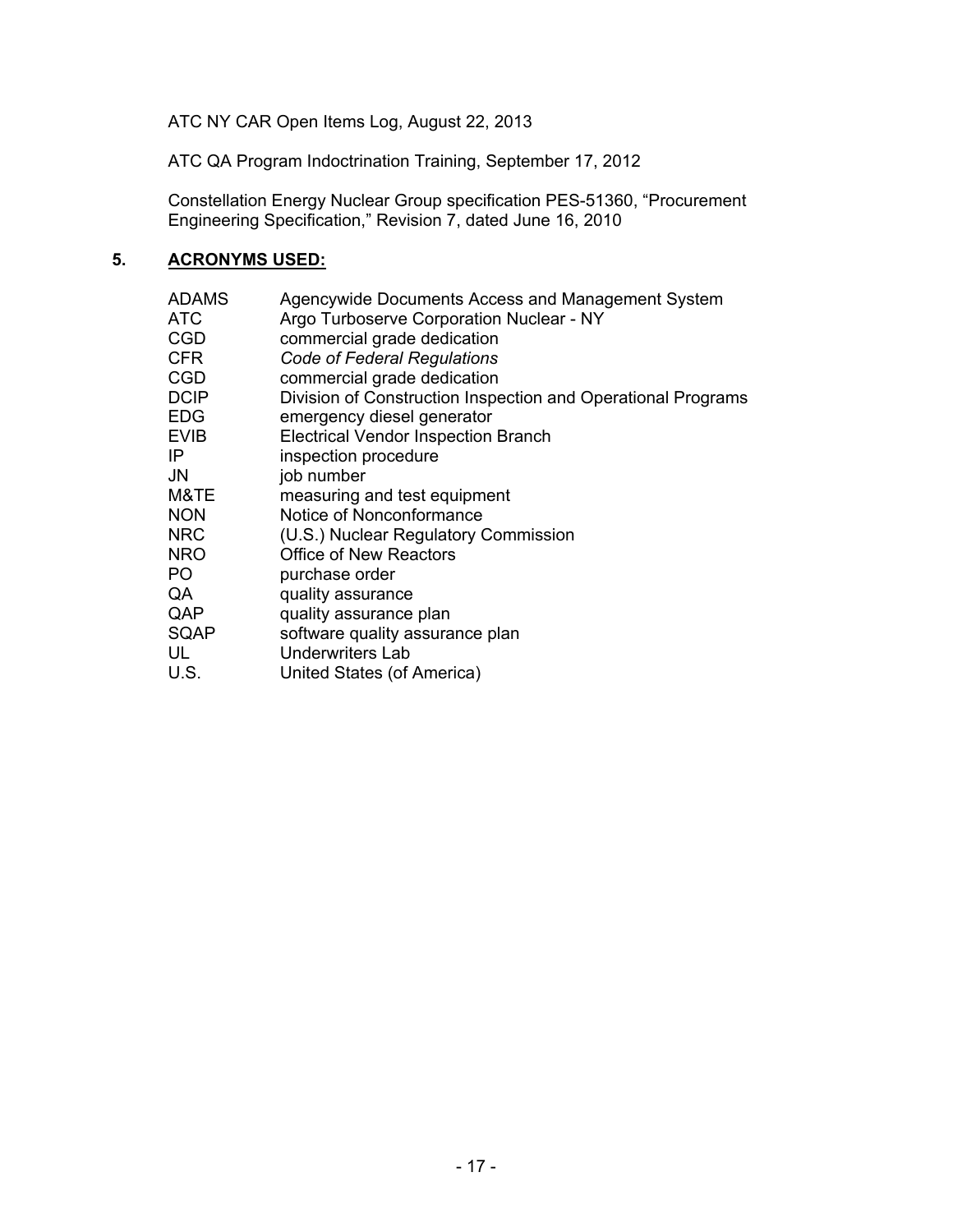ATC NY CAR Open Items Log, August 22, 2013

ATC QA Program Indoctrination Training, September 17, 2012

Constellation Energy Nuclear Group specification PES-51360, "Procurement Engineering Specification," Revision 7, dated June 16, 2010

## 5. ACRONYMS USED:

| | |
|---|---|
| ADAMS | Agencywide Documents Access and Management System |
| ATC | Argo Turboserve Corporation Nuclear - NY |
| CGD | commercial grade dedication |
| CFR | *Code of Federal Regulations* |
| CGD | commercial grade dedication |
| DCIP | Division of Construction Inspection and Operational Programs |
| EDG | emergency diesel generator |
| EVIB | Electrical Vendor Inspection Branch |
| IP | inspection procedure |
| JN | job number |
| M&TE | measuring and test equipment |
| NON | Notice of Nonconformance |
| NRC | (U.S.) Nuclear Regulatory Commission |
| NRO | Office of New Reactors |
| PO | purchase order |
| QA | quality assurance |
| QAP | quality assurance plan |
| SQAP | software quality assurance plan |
| UL | Underwriters Lab |
| U.S. | United States (of America) |